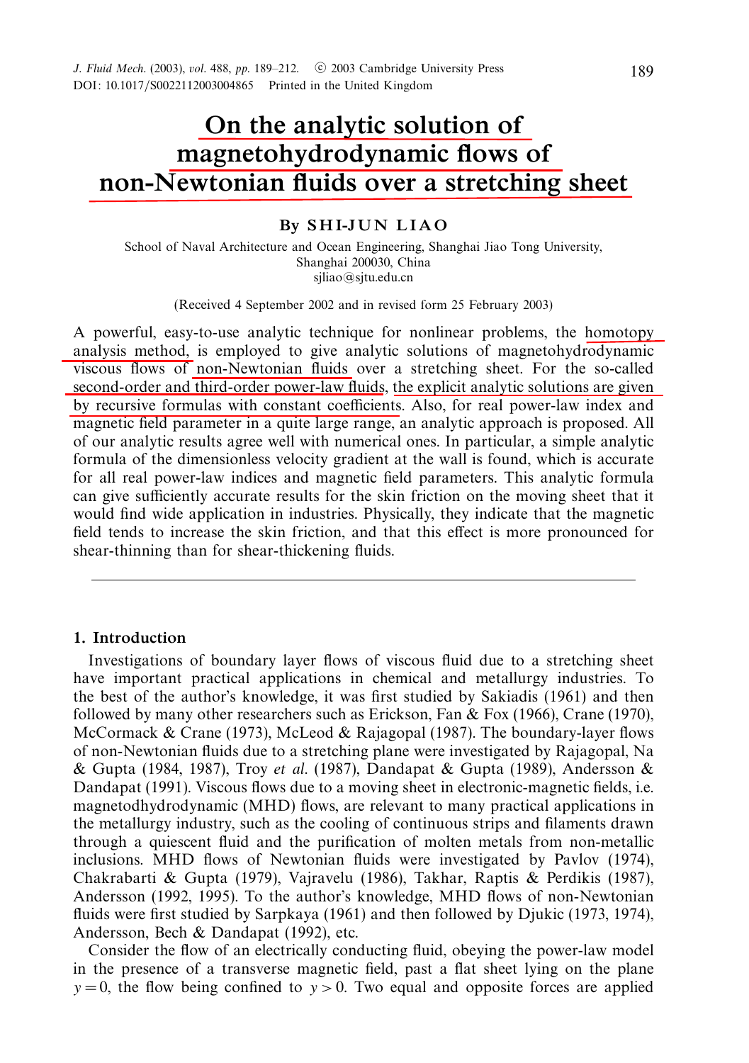# On the analytic solution of magnetohydrodynamic flows of non-Newtonian fluids over a stretching sheet

By SHI-JUN LIAO

School of Naval Architecture and Ocean Engineering, Shanghai Jiao Tong University, Shanghai 200030, China
sjliao@sjtu.edu.cn

(Received 4 September 2002 and in revised form 25 February 2003)

A powerful, easy-to-use analytic technique for nonlinear problems, the homotopy analysis method, is employed to give analytic solutions of magnetohydrodynamic viscous flows of non-Newtonian fluids over a stretching sheet. For the so-called second-order and third-order power-law fluids, the explicit analytic solutions are given by recursive formulas with constant coefficients. Also, for real power-law index and magnetic field parameter in a quite large range, an analytic approach is proposed. All of our analytic results agree well with numerical ones. In particular, a simple analytic formula of the dimensionless velocity gradient at the wall is found, which is accurate for all real power-law indices and magnetic field parameters. This analytic formula can give sufficiently accurate results for the skin friction on the moving sheet that it would find wide application in industries. Physically, they indicate that the magnetic field tends to increase the skin friction, and that this effect is more pronounced for shear-thinning than for shear-thickening fluids.

## 1. Introduction

Investigations of boundary layer flows of viscous fluid due to a stretching sheet have important practical applications in chemical and metallurgy industries. To the best of the author's knowledge, it was first studied by Sakiadis (1961) and then followed by many other researchers such as Erickson, Fan & Fox (1966), Crane (1970), McCormack & Crane (1973), McLeod & Rajagopal (1987). The boundary-layer flows of non-Newtonian fluids due to a stretching plane were investigated by Rajagopal, Na & Gupta (1984, 1987), Troy *et al.* (1987), Dandapat & Gupta (1989), Andersson & Dandapat (1991). Viscous flows due to a moving sheet in electronic-magnetic fields, i.e. magnetodhydrodynamic (MHD) flows, are relevant to many practical applications in the metallurgy industry, such as the cooling of continuous strips and filaments drawn through a quiescent fluid and the purification of molten metals from non-metallic inclusions. MHD flows of Newtonian fluids were investigated by Pavlov (1974), Chakrabarti & Gupta (1979), Vajravelu (1986), Takhar, Raptis & Perdikis (1987), Andersson (1992, 1995). To the author's knowledge, MHD flows of non-Newtonian fluids were first studied by Sarpkaya (1961) and then followed by Djukic (1973, 1974), Andersson, Bech & Dandapat (1992), etc.

Consider the flow of an electrically conducting fluid, obeying the power-law model in the presence of a transverse magnetic field, past a flat sheet lying on the plane $y = 0$, the flow being confined to $y > 0$. Two equal and opposite forces are applied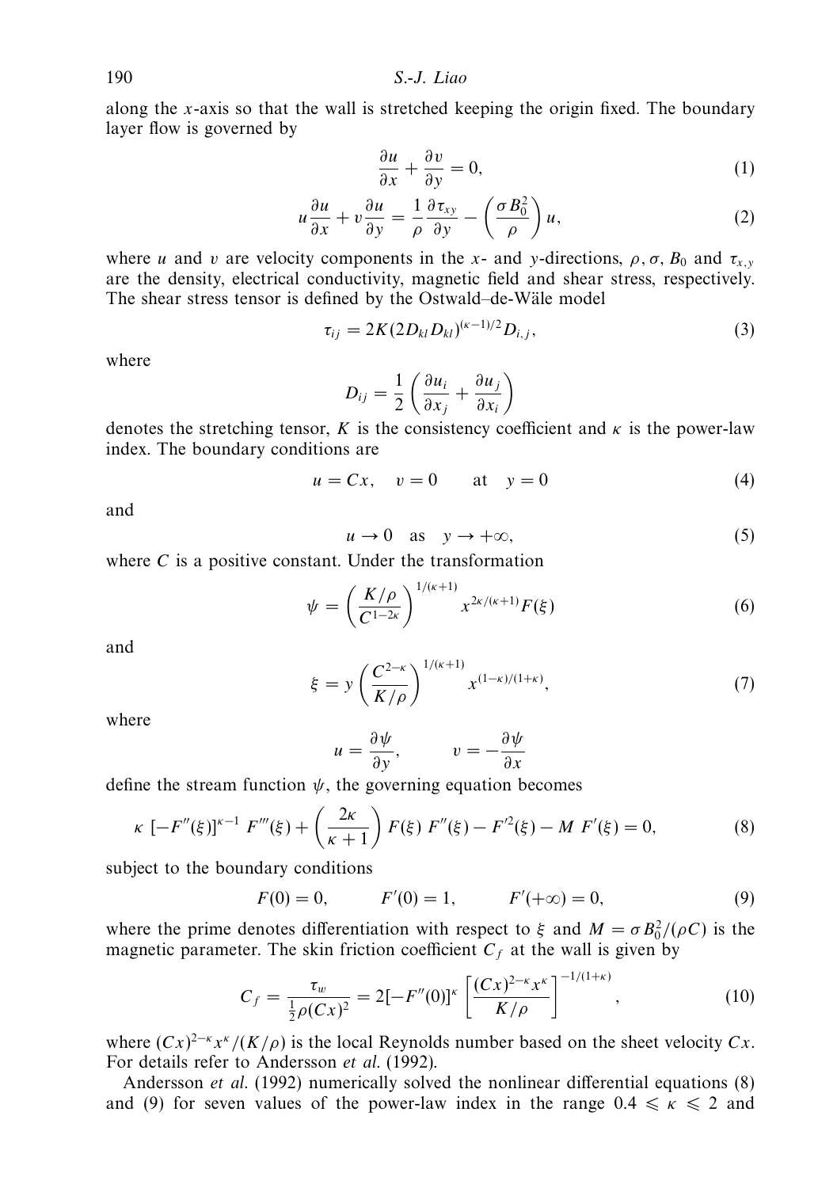along the $x$-axis so that the wall is stretched keeping the origin fixed. The boundary layer flow is governed by

$$\frac{\partial u}{\partial x} + \frac{\partial v}{\partial y} = 0, \tag{1}$$

$$u\frac{\partial u}{\partial x} + v\frac{\partial u}{\partial y} = \frac{1}{\rho}\frac{\partial \tau_{xy}}{\partial y} - \left(\frac{\sigma B_0^2}{\rho}\right) u, \tag{2}$$

where $u$ and $v$ are velocity components in the $x$- and $y$-directions, $\rho, \sigma, B_0$ and $\tau_{x,y}$ are the density, electrical conductivity, magnetic field and shear stress, respectively. The shear stress tensor is defined by the Ostwald–de-Wäle model

$$\tau_{ij} = 2K(2D_{kl}D_{kl})^{(\kappa-1)/2} D_{i,j}, \tag{3}$$

where

$$D_{ij} = \frac{1}{2}\left(\frac{\partial u_i}{\partial x_j} + \frac{\partial u_j}{\partial x_i}\right)$$

denotes the stretching tensor, $K$ is the consistency coefficient and $\kappa$ is the power-law index. The boundary conditions are

$$u = Cx, \quad v = 0 \qquad \text{at} \quad y = 0 \tag{4}$$

and

$$u \to 0 \quad \text{as} \quad y \to +\infty, \tag{5}$$

where $C$ is a positive constant. Under the transformation

$$\psi = \left(\frac{K/\rho}{C^{1-2\kappa}}\right)^{1/(\kappa+1)} x^{2\kappa/(\kappa+1)} F(\xi) \tag{6}$$

and

$$\xi = y\left(\frac{C^{2-\kappa}}{K/\rho}\right)^{1/(\kappa+1)} x^{(1-\kappa)/(1+\kappa)}, \tag{7}$$

where

$$u = \frac{\partial \psi}{\partial y}, \qquad v = -\frac{\partial \psi}{\partial x}$$

define the stream function $\psi$, the governing equation becomes

$$\kappa\ [-F''(\xi)]^{\kappa-1}\ F'''(\xi) + \left(\frac{2\kappa}{\kappa+1}\right) F(\xi)\ F''(\xi) - F'^2(\xi) - M\ F'(\xi) = 0, \tag{8}$$

subject to the boundary conditions

$$F(0) = 0, \qquad F'(0) = 1, \qquad F'(+\infty) = 0, \tag{9}$$

where the prime denotes differentiation with respect to $\xi$ and $M = \sigma B_0^2/(\rho C)$ is the magnetic parameter. The skin friction coefficient $C_f$ at the wall is given by

$$C_f = \frac{\tau_w}{\frac{1}{2}\rho(Cx)^2} = 2[-F''(0)]^\kappa \left[\frac{(Cx)^{2-\kappa}x^\kappa}{K/\rho}\right]^{-1/(1+\kappa)}, \tag{10}$$

where $(Cx)^{2-\kappa}x^\kappa/(K/\rho)$ is the local Reynolds number based on the sheet velocity $Cx$. For details refer to Andersson *et al.* (1992).

Andersson *et al.* (1992) numerically solved the nonlinear differential equations (8) and (9) for seven values of the power-law index in the range $0.4 \leqslant \kappa \leqslant 2$ and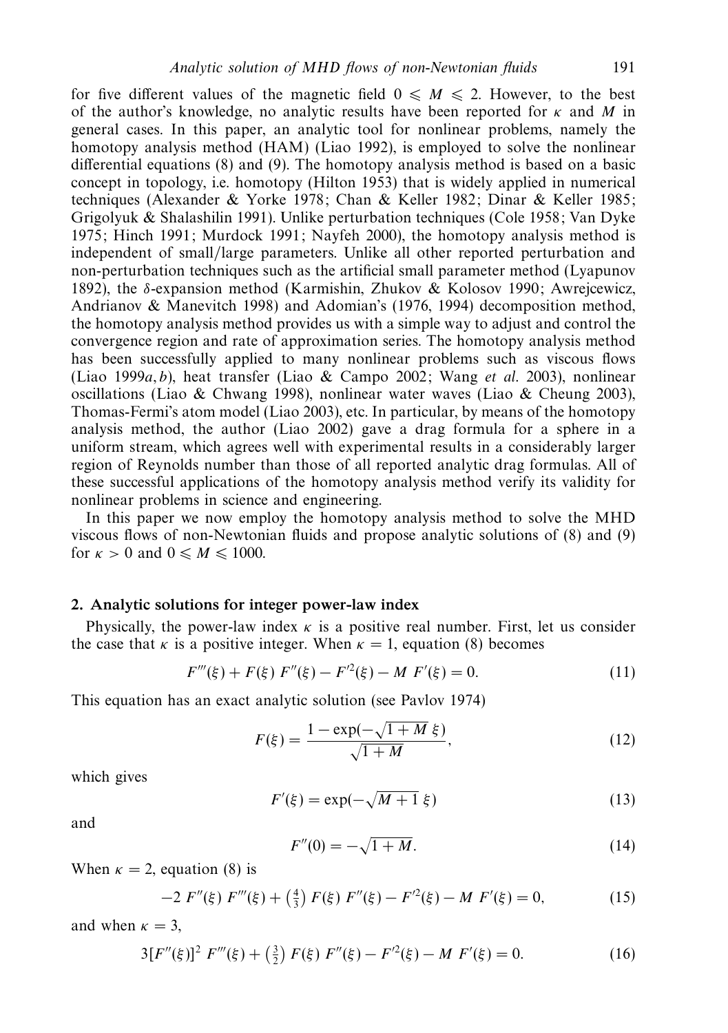for five different values of the magnetic field $0 \leqslant M \leqslant 2$. However, to the best of the author's knowledge, no analytic results have been reported for $\kappa$ and $M$ in general cases. In this paper, an analytic tool for nonlinear problems, namely the homotopy analysis method (HAM) (Liao 1992), is employed to solve the nonlinear differential equations (8) and (9). The homotopy analysis method is based on a basic concept in topology, i.e. homotopy (Hilton 1953) that is widely applied in numerical techniques (Alexander & Yorke 1978; Chan & Keller 1982; Dinar & Keller 1985; Grigolyuk & Shalashilin 1991). Unlike perturbation techniques (Cole 1958; Van Dyke 1975; Hinch 1991; Murdock 1991; Nayfeh 2000), the homotopy analysis method is independent of small/large parameters. Unlike all other reported perturbation and non-perturbation techniques such as the artificial small parameter method (Lyapunov 1892), the $\delta$-expansion method (Karmishin, Zhukov & Kolosov 1990; Awrejcewicz, Andrianov & Manevitch 1998) and Adomian's (1976, 1994) decomposition method, the homotopy analysis method provides us with a simple way to adjust and control the convergence region and rate of approximation series. The homotopy analysis method has been successfully applied to many nonlinear problems such as viscous flows (Liao 1999*a*, *b*), heat transfer (Liao & Campo 2002; Wang *et al.* 2003), nonlinear oscillations (Liao & Chwang 1998), nonlinear water waves (Liao & Cheung 2003), Thomas-Fermi's atom model (Liao 2003), etc. In particular, by means of the homotopy analysis method, the author (Liao 2002) gave a drag formula for a sphere in a uniform stream, which agrees well with experimental results in a considerably larger region of Reynolds number than those of all reported analytic drag formulas. All of these successful applications of the homotopy analysis method verify its validity for nonlinear problems in science and engineering.

In this paper we now employ the homotopy analysis method to solve the MHD viscous flows of non-Newtonian fluids and propose analytic solutions of (8) and (9) for $\kappa > 0$ and $0 \leqslant M \leqslant 1000$.

## 2. Analytic solutions for integer power-law index

Physically, the power-law index $\kappa$ is a positive real number. First, let us consider the case that $\kappa$ is a positive integer. When $\kappa = 1$, equation (8) becomes

$$F'''(\xi) + F(\xi)\, F''(\xi) - F'^2(\xi) - M\, F'(\xi) = 0. \tag{11}$$

This equation has an exact analytic solution (see Pavlov 1974)

$$F(\xi) = \frac{1 - \exp(-\sqrt{1+M}\,\xi)}{\sqrt{1+M}}, \tag{12}$$

which gives

$$F'(\xi) = \exp(-\sqrt{M+1}\,\xi) \tag{13}$$

and

$$F''(0) = -\sqrt{1+M}. \tag{14}$$

When $\kappa = 2$, equation (8) is

$$-2\, F''(\xi)\, F'''(\xi) + \left(\tfrac{4}{3}\right) F(\xi)\, F''(\xi) - F'^2(\xi) - M\, F'(\xi) = 0, \tag{15}$$

and when $\kappa = 3$,

$$3[F''(\xi)]^2\, F'''(\xi) + \left(\tfrac{3}{2}\right) F(\xi)\, F''(\xi) - F'^2(\xi) - M\, F'(\xi) = 0. \tag{16}$$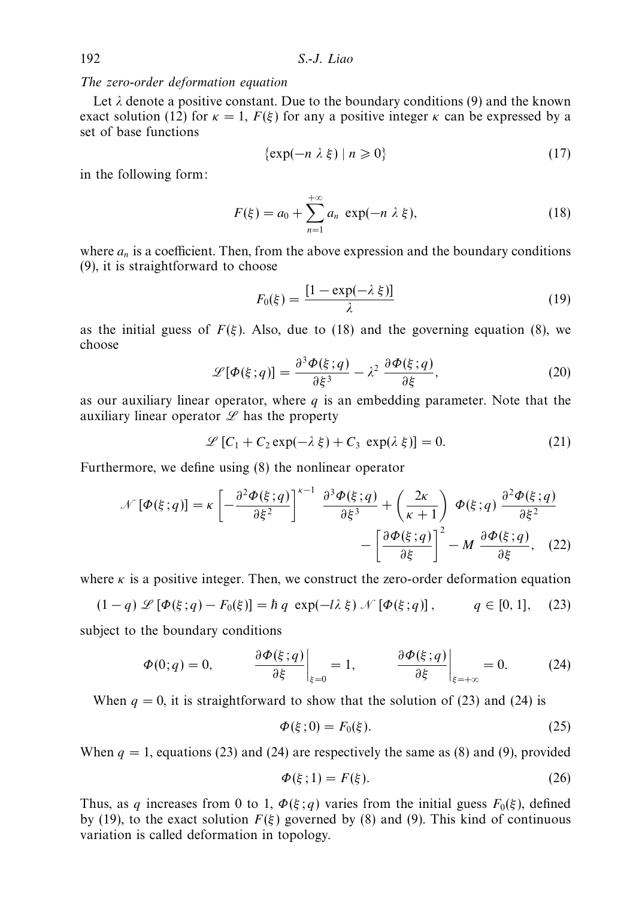*The zero-order deformation equation*

Let $\lambda$ denote a positive constant. Due to the boundary conditions (9) and the known exact solution (12) for $\kappa = 1$, $F(\xi)$ for any a positive integer $\kappa$ can be expressed by a set of base functions

$$\{\exp(-n\ \lambda\ \xi) \mid n \geqslant 0\} \tag{17}$$

in the following form:

$$F(\xi) = a_0 + \sum_{n=1}^{+\infty} a_n\ \exp(-n\ \lambda\ \xi), \tag{18}$$

where $a_n$ is a coefficient. Then, from the above expression and the boundary conditions (9), it is straightforward to choose

$$F_0(\xi) = \frac{[1 - \exp(-\lambda\ \xi)]}{\lambda} \tag{19}$$

as the initial guess of $F(\xi)$. Also, due to (18) and the governing equation (8), we choose

$$\mathscr{L}[\Phi(\xi\,;q)] = \frac{\partial^3 \Phi(\xi\,;q)}{\partial \xi^3} - \lambda^2\ \frac{\partial \Phi(\xi\,;q)}{\partial \xi}, \tag{20}$$

as our auxiliary linear operator, where $q$ is an embedding parameter. Note that the auxiliary linear operator $\mathscr{L}$ has the property

$$\mathscr{L}\ [C_1 + C_2 \exp(-\lambda\ \xi) + C_3\ \exp(\lambda\ \xi)] = 0. \tag{21}$$

Furthermore, we define using (8) the nonlinear operator

$$\mathscr{N}\ [\Phi(\xi\,;q)] = \kappa \left[-\frac{\partial^2 \Phi(\xi\,;q)}{\partial \xi^2}\right]^{\kappa-1}\ \frac{\partial^3 \Phi(\xi\,;q)}{\partial \xi^3} + \left(\frac{2\kappa}{\kappa+1}\right)\ \Phi(\xi\,;q)\ \frac{\partial^2 \Phi(\xi\,;q)}{\partial \xi^2} - \left[\frac{\partial \Phi(\xi\,;q)}{\partial \xi}\right]^2 - M\ \frac{\partial \Phi(\xi\,;q)}{\partial \xi}, \tag{22}$$

where $\kappa$ is a positive integer. Then, we construct the zero-order deformation equation

$$(1-q)\ \mathscr{L}\ [\Phi(\xi\,;q) - F_0(\xi)] = \hbar\ q\ \exp(-l\lambda\ \xi)\ \mathscr{N}\ [\Phi(\xi\,;q)]\,, \qquad q \in [0, 1], \tag{23}$$

subject to the boundary conditions

$$\Phi(0;q) = 0, \qquad \left.\frac{\partial \Phi(\xi\,;q)}{\partial \xi}\right|_{\xi=0} = 1, \qquad \left.\frac{\partial \Phi(\xi\,;q)}{\partial \xi}\right|_{\xi=+\infty} = 0. \tag{24}$$

When $q = 0$, it is straightforward to show that the solution of (23) and (24) is

$$\Phi(\xi\,;0) = F_0(\xi). \tag{25}$$

When $q = 1$, equations (23) and (24) are respectively the same as (8) and (9), provided

$$\Phi(\xi\,;1) = F(\xi). \tag{26}$$

Thus, as $q$ increases from 0 to 1, $\Phi(\xi\,;q)$ varies from the initial guess $F_0(\xi)$, defined by (19), to the exact solution $F(\xi)$ governed by (8) and (9). This kind of continuous variation is called deformation in topology.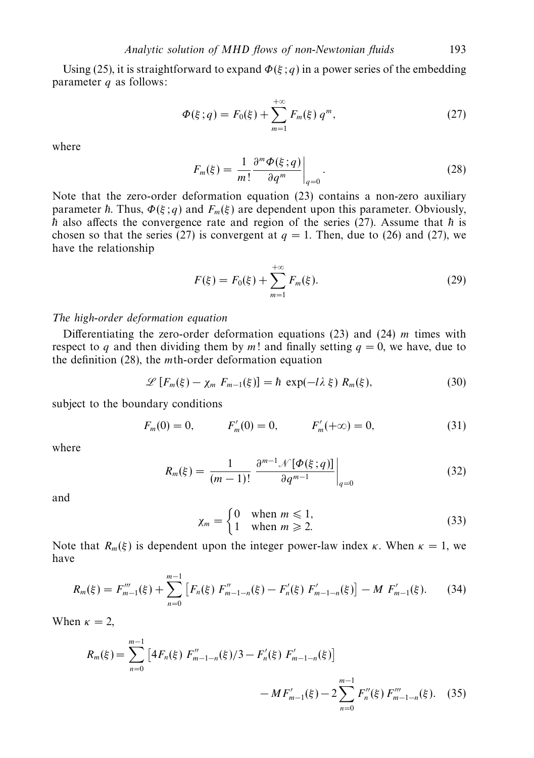Using (25), it is straightforward to expand $\Phi(\xi\,;q)$ in a power series of the embedding parameter $q$ as follows:

$$\Phi(\xi\,;q) = F_0(\xi) + \sum_{m=1}^{+\infty} F_m(\xi)\, q^m, \tag{27}$$

where

$$F_m(\xi) = \frac{1}{m!} \frac{\partial^m \Phi(\xi\,;q)}{\partial q^m}\bigg|_{q=0}. \tag{28}$$

Note that the zero-order deformation equation (23) contains a non-zero auxiliary parameter $\hbar$. Thus, $\Phi(\xi\,;q)$ and $F_m(\xi)$ are dependent upon this parameter. Obviously, $\hbar$ also affects the convergence rate and region of the series (27). Assume that $\hbar$ is chosen so that the series (27) is convergent at $q = 1$. Then, due to (26) and (27), we have the relationship

$$F(\xi) = F_0(\xi) + \sum_{m=1}^{+\infty} F_m(\xi). \tag{29}$$

*The high-order deformation equation*

Differentiating the zero-order deformation equations (23) and (24) $m$ times with respect to $q$ and then dividing them by $m!$ and finally setting $q = 0$, we have, due to the definition (28), the $m$th-order deformation equation

$$\mathscr{L}\left[F_m(\xi) - \chi_m\, F_{m-1}(\xi)\right] = \hbar\, \exp(-l\lambda\, \xi)\, R_m(\xi), \tag{30}$$

subject to the boundary conditions

$$F_m(0) = 0, \qquad F_m'(0) = 0, \qquad F_m'(+\infty) = 0, \tag{31}$$

where

$$R_m(\xi) = \frac{1}{(m-1)!}\, \frac{\partial^{m-1} \mathscr{N}[\Phi(\xi\,;q)]}{\partial q^{m-1}}\bigg|_{q=0} \tag{32}$$

and

$$\chi_m = \begin{cases} 0 & \text{when } m \leqslant 1, \\ 1 & \text{when } m \geqslant 2. \end{cases} \tag{33}$$

Note that $R_m(\xi)$ is dependent upon the integer power-law index $\kappa$. When $\kappa = 1$, we have

$$R_m(\xi) = F_{m-1}'''(\xi) + \sum_{n=0}^{m-1} \left[F_n(\xi)\, F_{m-1-n}''(\xi) - F_n'(\xi)\, F_{m-1-n}'(\xi)\right] - M\, F_{m-1}'(\xi). \tag{34}$$

When $\kappa = 2$,

$$R_m(\xi) = \sum_{n=0}^{m-1} \left[4F_n(\xi)\, F_{m-1-n}''(\xi)/3 - F_n'(\xi)\, F_{m-1-n}'(\xi)\right] - M F_{m-1}'(\xi) - 2\sum_{n=0}^{m-1} F_n''(\xi)\, F_{m-1-n}'''(\xi). \tag{35}$$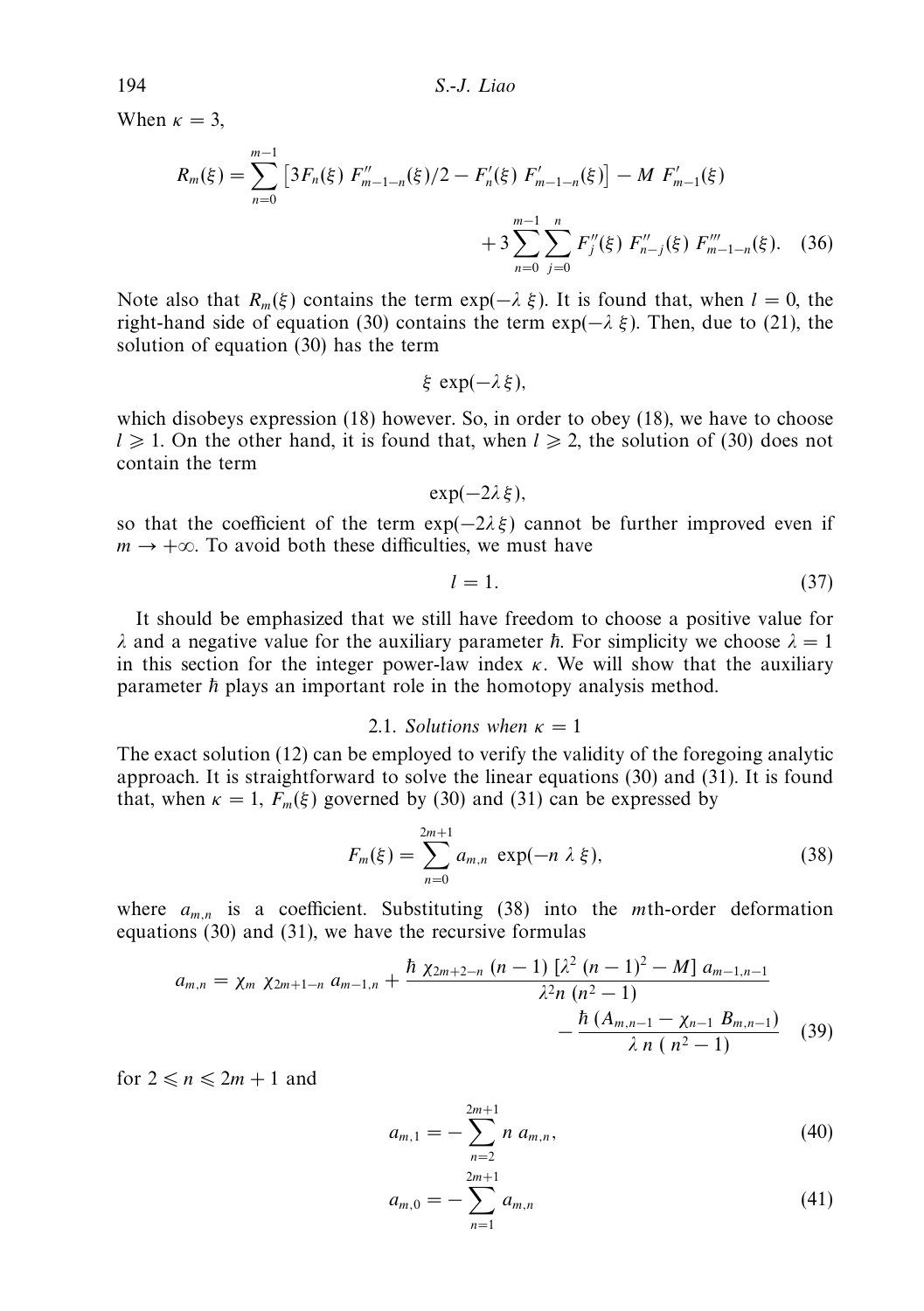When $\kappa = 3$,

$$R_m(\xi) = \sum_{n=0}^{m-1} \left[ 3F_n(\xi)\ F''_{m-1-n}(\xi)/2 - F'_n(\xi)\ F'_{m-1-n}(\xi) \right] - M\ F'_{m-1}(\xi) + 3\sum_{n=0}^{m-1}\sum_{j=0}^{n} F''_j(\xi)\ F''_{n-j}(\xi)\ F'''_{m-1-n}(\xi). \quad (36)$$

Note also that $R_m(\xi)$ contains the term $\exp(-\lambda\ \xi)$. It is found that, when $l = 0$, the right-hand side of equation (30) contains the term $\exp(-\lambda\ \xi)$. Then, due to (21), the solution of equation (30) has the term

$$\xi\ \exp(-\lambda\,\xi),$$

which disobeys expression (18) however. So, in order to obey (18), we have to choose $l \geqslant 1$. On the other hand, it is found that, when $l \geqslant 2$, the solution of (30) does not contain the term

$$\exp(-2\lambda\,\xi),$$

so that the coefficient of the term $\exp(-2\lambda\,\xi)$ cannot be further improved even if $m \to +\infty$. To avoid both these difficulties, we must have

$$l = 1. \quad (37)$$

It should be emphasized that we still have freedom to choose a positive value for $\lambda$ and a negative value for the auxiliary parameter $\hbar$. For simplicity we choose $\lambda = 1$ in this section for the integer power-law index $\kappa$. We will show that the auxiliary parameter $\hbar$ plays an important role in the homotopy analysis method.

### 2.1. *Solutions when $\kappa = 1$*

The exact solution (12) can be employed to verify the validity of the foregoing analytic approach. It is straightforward to solve the linear equations (30) and (31). It is found that, when $\kappa = 1$, $F_m(\xi)$ governed by (30) and (31) can be expressed by

$$F_m(\xi) = \sum_{n=0}^{2m+1} a_{m,n}\ \exp(-n\ \lambda\ \xi), \quad (38)$$

where $a_{m,n}$ is a coefficient. Substituting (38) into the $m$th-order deformation equations (30) and (31), we have the recursive formulas

$$a_{m,n} = \chi_m\ \chi_{2m+1-n}\ a_{m-1,n} + \frac{\hbar\ \chi_{2m+2-n}\ (n-1)\ [\lambda^2\ (n-1)^2 - M]\ a_{m-1,n-1}}{\lambda^2 n\ (n^2-1)} - \frac{\hbar\ (A_{m,n-1} - \chi_{n-1}\ B_{m,n-1})}{\lambda\ n\ (\ n^2-1)} \quad (39)$$

for $2 \leqslant n \leqslant 2m+1$ and

$$a_{m,1} = -\sum_{n=2}^{2m+1} n\ a_{m,n}, \quad (40)$$

$$a_{m,0} = -\sum_{n=1}^{2m+1} a_{m,n} \quad (41)$$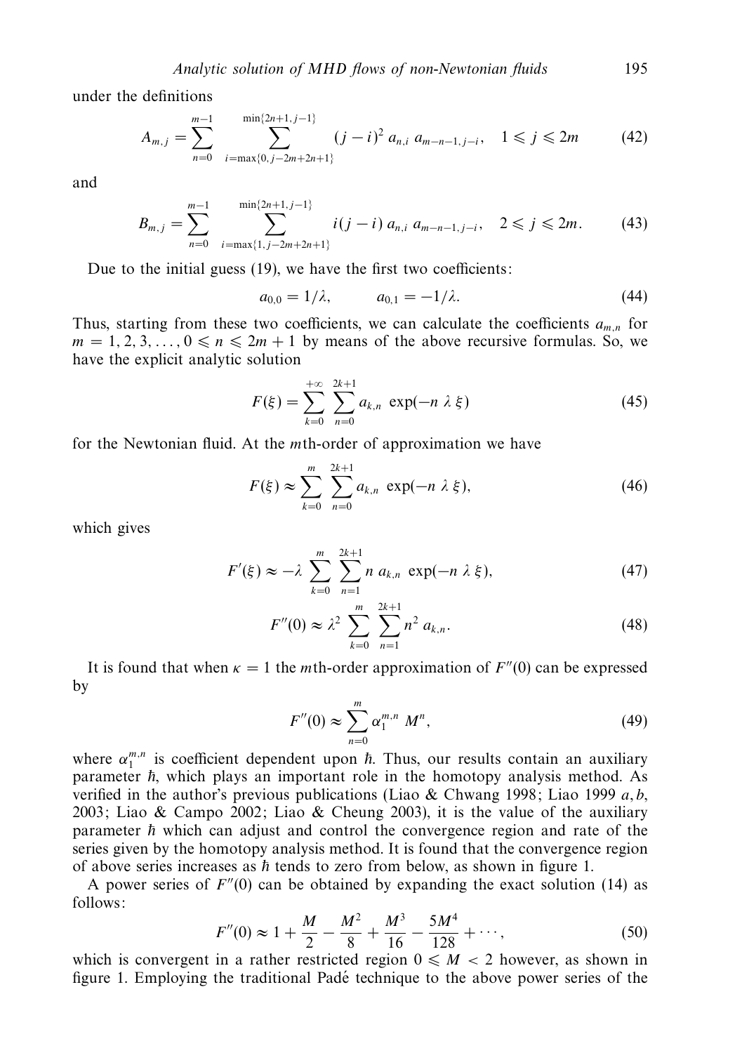under the definitions

$$A_{m,j} = \sum_{n=0}^{m-1} \sum_{i=\max\{0,\, j-2m+2n+1\}}^{\min\{2n+1,\, j-1\}} (j-i)^2\, a_{n,i}\, a_{m-n-1,\, j-i}, \quad 1 \leqslant j \leqslant 2m \tag{42}$$

and

$$B_{m,j} = \sum_{n=0}^{m-1} \sum_{i=\max\{1,\, j-2m+2n+1\}}^{\min\{2n+1,\, j-1\}} i(j-i)\, a_{n,i}\, a_{m-n-1,\, j-i}, \quad 2 \leqslant j \leqslant 2m. \tag{43}$$

Due to the initial guess (19), we have the first two coefficients:

$$a_{0,0} = 1/\lambda, \qquad a_{0,1} = -1/\lambda. \tag{44}$$

Thus, starting from these two coefficients, we can calculate the coefficients $a_{m,n}$ for $m = 1, 2, 3, \ldots, 0 \leqslant n \leqslant 2m+1$ by means of the above recursive formulas. So, we have the explicit analytic solution

$$F(\xi) = \sum_{k=0}^{+\infty} \sum_{n=0}^{2k+1} a_{k,n}\, \exp(-n\, \lambda\, \xi) \tag{45}$$

for the Newtonian fluid. At the $m$th-order of approximation we have

$$F(\xi) \approx \sum_{k=0}^{m} \sum_{n=0}^{2k+1} a_{k,n}\, \exp(-n\, \lambda\, \xi), \tag{46}$$

which gives

$$F'(\xi) \approx -\lambda \sum_{k=0}^{m} \sum_{n=1}^{2k+1} n\, a_{k,n}\, \exp(-n\, \lambda\, \xi), \tag{47}$$

$$F''(0) \approx \lambda^2 \sum_{k=0}^{m} \sum_{n=1}^{2k+1} n^2\, a_{k,n}. \tag{48}$$

It is found that when $\kappa = 1$ the $m$th-order approximation of $F''(0)$ can be expressed by

$$F''(0) \approx \sum_{n=0}^{m} \alpha_1^{m,n}\, M^n, \tag{49}$$

where $\alpha_1^{m,n}$ is coefficient dependent upon $\hbar$. Thus, our results contain an auxiliary parameter $\hbar$, which plays an important role in the homotopy analysis method. As verified in the author's previous publications (Liao & Chwang 1998; Liao 1999 *a*, *b*, 2003; Liao & Campo 2002; Liao & Cheung 2003), it is the value of the auxiliary parameter $\hbar$ which can adjust and control the convergence region and rate of the series given by the homotopy analysis method. It is found that the convergence region of above series increases as $\hbar$ tends to zero from below, as shown in figure 1.

A power series of $F''(0)$ can be obtained by expanding the exact solution (14) as follows:

$$F''(0) \approx 1 + \frac{M}{2} - \frac{M^2}{8} + \frac{M^3}{16} - \frac{5M^4}{128} + \cdots, \tag{50}$$

which is convergent in a rather restricted region $0 \leqslant M < 2$ however, as shown in figure 1. Employing the traditional Padé technique to the above power series of the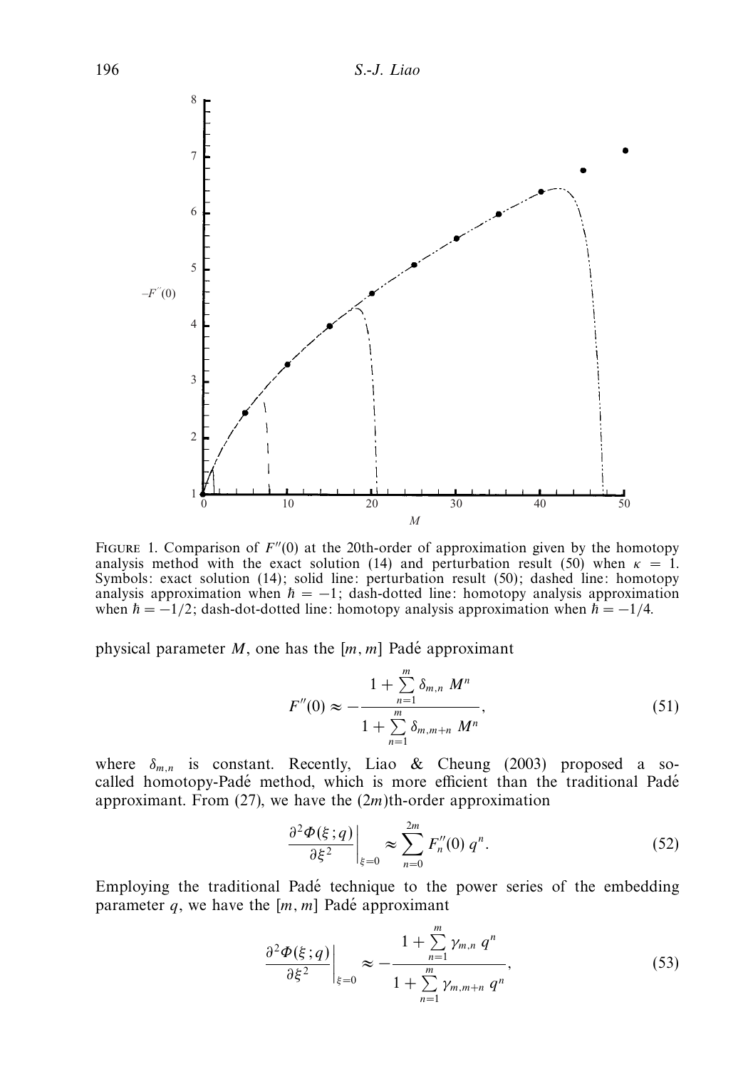FIGURE 1. Comparison of $F''(0)$ at the 20th-order of approximation given by the homotopy analysis method with the exact solution (14) and perturbation result (50) when $\kappa = 1$. Symbols: exact solution (14); solid line: perturbation result (50); dashed line: homotopy analysis approximation when $\hbar = -1$; dash-dotted line: homotopy analysis approximation when $\hbar = -1/2$; dash-dot-dotted line: homotopy analysis approximation when $\hbar = -1/4$.

physical parameter $M$, one has the $[m, m]$ Padé approximant

$$F''(0) \approx -\frac{1 + \sum_{n=1}^{m} \delta_{m,n} \; M^n}{1 + \sum_{n=1}^{m} \delta_{m,m+n} \; M^n}, \tag{51}$$

where $\delta_{m,n}$ is constant. Recently, Liao & Cheung (2003) proposed a so-called homotopy-Padé method, which is more efficient than the traditional Padé approximant. From (27), we have the $(2m)$th-order approximation

$$\left.\frac{\partial^2 \Phi(\xi; q)}{\partial \xi^2}\right|_{\xi=0} \approx \sum_{n=0}^{2m} F_n''(0) \, q^n. \tag{52}$$

Employing the traditional Padé technique to the power series of the embedding parameter $q$, we have the $[m, m]$ Padé approximant

$$\left.\frac{\partial^2 \Phi(\xi; q)}{\partial \xi^2}\right|_{\xi=0} \approx -\frac{1 + \sum_{n=1}^{m} \gamma_{m,n} \; q^n}{1 + \sum_{n=1}^{m} \gamma_{m,m+n} \; q^n}, \tag{53}$$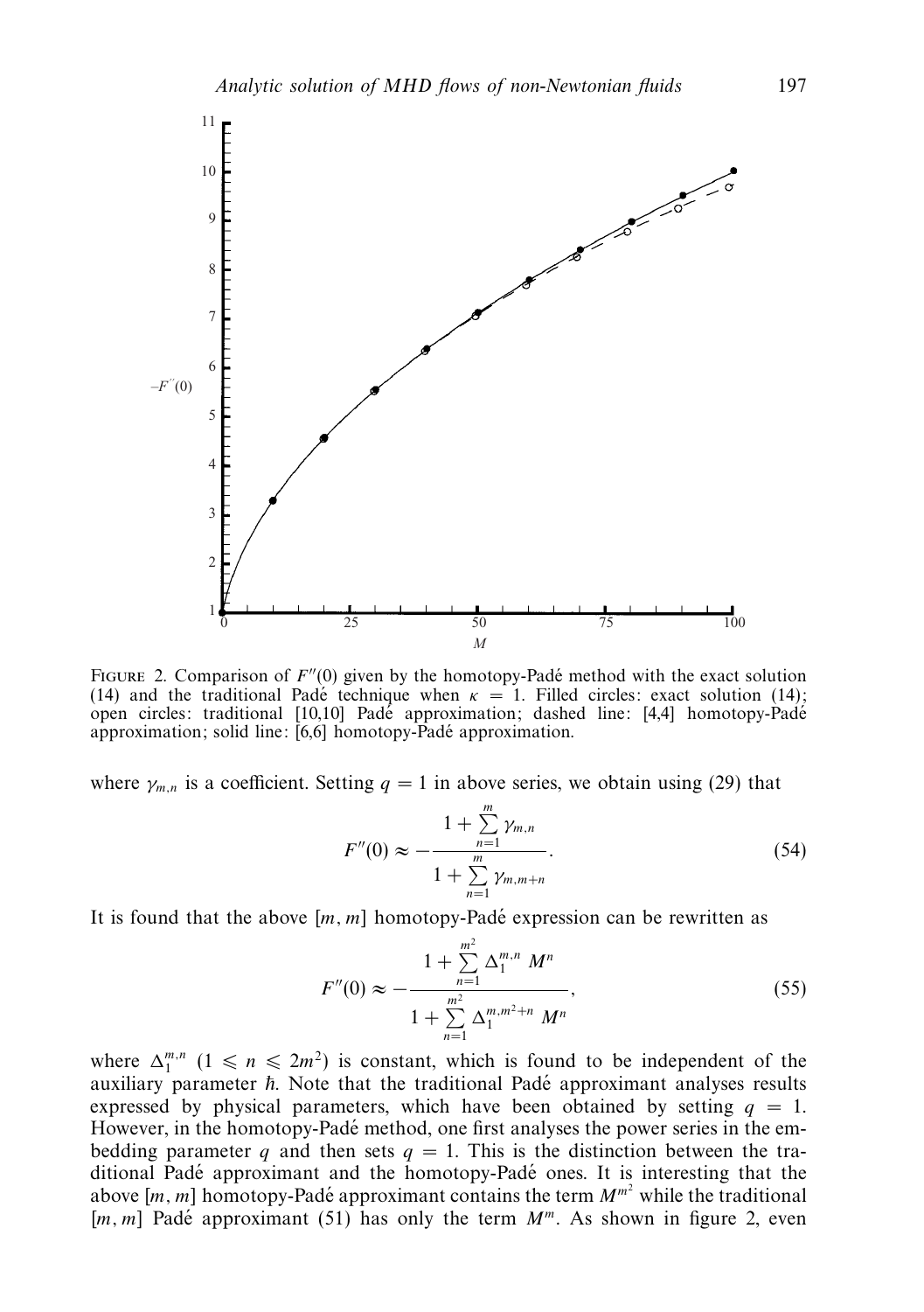FIGURE 2. Comparison of $F''(0)$ given by the homotopy-Padé method with the exact solution (14) and the traditional Padé technique when $\kappa = 1$. Filled circles: exact solution (14); open circles: traditional [10,10] Padé approximation; dashed line: [4,4] homotopy-Padé approximation; solid line: [6,6] homotopy-Padé approximation.

where $\gamma_{m,n}$ is a coefficient. Setting $q = 1$ in above series, we obtain using (29) that

$$F''(0) \approx -\frac{1 + \sum_{n=1}^{m} \gamma_{m,n}}{1 + \sum_{n=1}^{m} \gamma_{m,m+n}}. \tag{54}$$

It is found that the above $[m, m]$ homotopy-Padé expression can be rewritten as

$$F''(0) \approx -\frac{1 + \sum_{n=1}^{m^2} \Delta_1^{m,n} \, M^n}{1 + \sum_{n=1}^{m^2} \Delta_1^{m,m^2+n} \, M^n}, \tag{55}$$

where $\Delta_1^{m,n}$ $(1 \leqslant n \leqslant 2m^2)$ is constant, which is found to be independent of the auxiliary parameter $\hbar$. Note that the traditional Padé approximant analyses results expressed by physical parameters, which have been obtained by setting $q = 1$. However, in the homotopy-Padé method, one first analyses the power series in the embedding parameter $q$ and then sets $q = 1$. This is the distinction between the traditional Padé approximant and the homotopy-Padé ones. It is interesting that the above $[m, m]$ homotopy-Padé approximant contains the term $M^{m^2}$ while the traditional $[m, m]$ Padé approximant (51) has only the term $M^m$. As shown in figure 2, even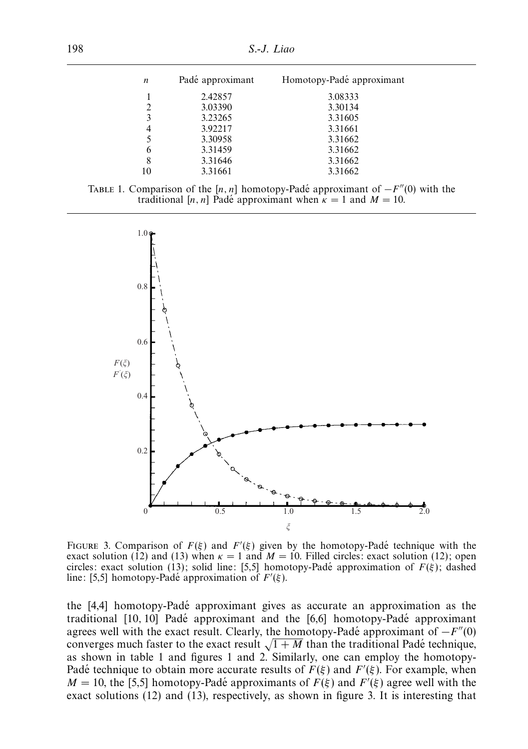| $n$ | Padé approximant | Homotopy-Padé approximant |
|---|---|---|
| 1 | 2.42857 | 3.08333 |
| 2 | 3.03390 | 3.30134 |
| 3 | 3.23265 | 3.31605 |
| 4 | 3.92217 | 3.31661 |
| 5 | 3.30958 | 3.31662 |
| 6 | 3.31459 | 3.31662 |
| 8 | 3.31646 | 3.31662 |
| 10 | 3.31661 | 3.31662 |

TABLE 1. Comparison of the $[n, n]$ homotopy-Padé approximant of $-F''(0)$ with the traditional $[n, n]$ Padé approximant when $\kappa = 1$ and $M = 10$.

FIGURE 3. Comparison of $F(\xi)$ and $F'(\xi)$ given by the homotopy-Padé technique with the exact solution (12) and (13) when $\kappa = 1$ and $M = 10$. Filled circles: exact solution (12); open circles: exact solution (13); solid line: [5,5] homotopy-Padé approximation of $F(\xi)$; dashed line: [5,5] homotopy-Padé approximation of $F'(\xi)$.

the [4,4] homotopy-Padé approximant gives as accurate an approximation as the traditional [10, 10] Padé approximant and the [6,6] homotopy-Padé approximant agrees well with the exact result. Clearly, the homotopy-Padé approximant of $-F''(0)$ converges much faster to the exact result $\sqrt{1 + M}$ than the traditional Padé technique, as shown in table 1 and figures 1 and 2. Similarly, one can employ the homotopy-Padé technique to obtain more accurate results of $F(\xi)$ and $F'(\xi)$. For example, when $M = 10$, the [5,5] homotopy-Padé approximants of $F(\xi)$ and $F'(\xi)$ agree well with the exact solutions (12) and (13), respectively, as shown in figure 3. It is interesting that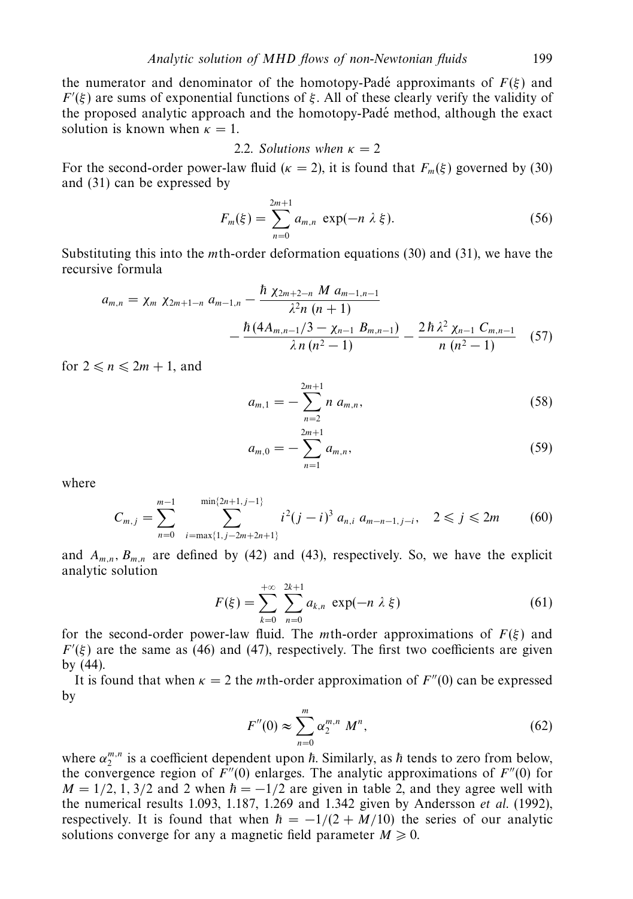the numerator and denominator of the homotopy-Padé approximants of $F(\xi)$ and $F'(\xi)$ are sums of exponential functions of $\xi$. All of these clearly verify the validity of the proposed analytic approach and the homotopy-Padé method, although the exact solution is known when $\kappa = 1$.

### 2.2. *Solutions when* $\kappa = 2$

For the second-order power-law fluid ($\kappa = 2$), it is found that $F_m(\xi)$ governed by (30) and (31) can be expressed by

$$F_m(\xi) = \sum_{n=0}^{2m+1} a_{m,n} \exp(-n\,\lambda\,\xi). \tag{56}$$

Substituting this into the $m$th-order deformation equations (30) and (31), we have the recursive formula

$$a_{m,n} = \chi_m\,\chi_{2m+1-n}\,a_{m-1,n} - \frac{\hbar\,\chi_{2m+2-n}\,M\,a_{m-1,n-1}}{\lambda^2 n\,(n+1)} - \frac{\hbar\,(4A_{m,n-1}/3 - \chi_{n-1}\,B_{m,n-1})}{\lambda\,n\,(n^2-1)} - \frac{2\,\hbar\,\lambda^2\,\chi_{n-1}\,C_{m,n-1}}{n\,(n^2-1)} \tag{57}$$

for $2 \leqslant n \leqslant 2m+1$, and

$$a_{m,1} = -\sum_{n=2}^{2m+1} n\,a_{m,n}, \tag{58}$$

$$a_{m,0} = -\sum_{n=1}^{2m+1} a_{m,n}, \tag{59}$$

where

$$C_{m,j} = \sum_{n=0}^{m-1}\ \sum_{i=\max\{1,\,j-2m+2n+1\}}^{\min\{2n+1,\,j-1\}} i^2 (j-i)^3\,a_{n,i}\,a_{m-n-1,j-i}, \quad 2 \leqslant j \leqslant 2m \tag{60}$$

and $A_{m,n}, B_{m,n}$ are defined by (42) and (43), respectively. So, we have the explicit analytic solution

$$F(\xi) = \sum_{k=0}^{+\infty} \sum_{n=0}^{2k+1} a_{k,n} \exp(-n\,\lambda\,\xi) \tag{61}$$

for the second-order power-law fluid. The $m$th-order approximations of $F(\xi)$ and $F'(\xi)$ are the same as (46) and (47), respectively. The first two coefficients are given by (44).

It is found that when $\kappa = 2$ the $m$th-order approximation of $F''(0)$ can be expressed by

$$F''(0) \approx \sum_{n=0}^{m} \alpha_2^{m,n}\,M^n, \tag{62}$$

where $\alpha_2^{m,n}$ is a coefficient dependent upon $\hbar$. Similarly, as $\hbar$ tends to zero from below, the convergence region of $F''(0)$ enlarges. The analytic approximations of $F''(0)$ for $M = 1/2, 1, 3/2$ and $2$ when $\hbar = -1/2$ are given in table 2, and they agree well with the numerical results 1.093, 1.187, 1.269 and 1.342 given by Andersson *et al.* (1992), respectively. It is found that when $\hbar = -1/(2 + M/10)$ the series of our analytic solutions converge for any a magnetic field parameter $M \geqslant 0$.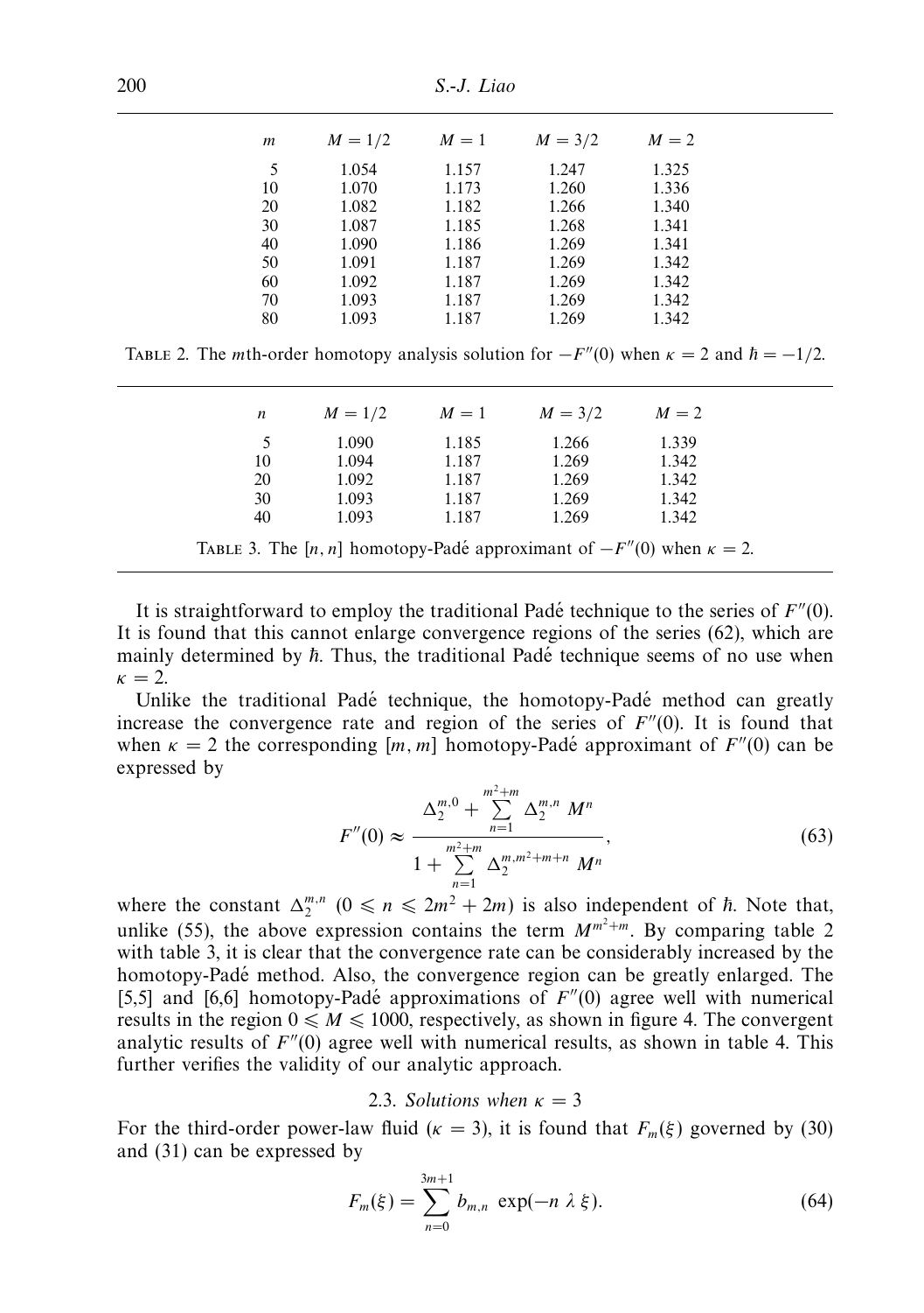| $m$ | $M = 1/2$ | $M = 1$ | $M = 3/2$ | $M = 2$ |
|---|---|---|---|---|
| 5 | 1.054 | 1.157 | 1.247 | 1.325 |
| 10 | 1.070 | 1.173 | 1.260 | 1.336 |
| 20 | 1.082 | 1.182 | 1.266 | 1.340 |
| 30 | 1.087 | 1.185 | 1.268 | 1.341 |
| 40 | 1.090 | 1.186 | 1.269 | 1.341 |
| 50 | 1.091 | 1.187 | 1.269 | 1.342 |
| 60 | 1.092 | 1.187 | 1.269 | 1.342 |
| 70 | 1.093 | 1.187 | 1.269 | 1.342 |
| 80 | 1.093 | 1.187 | 1.269 | 1.342 |

TABLE 2. The $m$th-order homotopy analysis solution for $-F''(0)$ when $\kappa = 2$ and $\hbar = -1/2$.

| $n$ | $M = 1/2$ | $M = 1$ | $M = 3/2$ | $M = 2$ |
|---|---|---|---|---|
| 5 | 1.090 | 1.185 | 1.266 | 1.339 |
| 10 | 1.094 | 1.187 | 1.269 | 1.342 |
| 20 | 1.092 | 1.187 | 1.269 | 1.342 |
| 30 | 1.093 | 1.187 | 1.269 | 1.342 |
| 40 | 1.093 | 1.187 | 1.269 | 1.342 |

TABLE 3. The $[n, n]$ homotopy-Padé approximant of $-F''(0)$ when $\kappa = 2$.

It is straightforward to employ the traditional Padé technique to the series of $F''(0)$. It is found that this cannot enlarge convergence regions of the series (62), which are mainly determined by $\hbar$. Thus, the traditional Padé technique seems of no use when $\kappa = 2$.

Unlike the traditional Padé technique, the homotopy-Padé method can greatly increase the convergence rate and region of the series of $F''(0)$. It is found that when $\kappa = 2$ the corresponding $[m, m]$ homotopy-Padé approximant of $F''(0)$ can be expressed by

$$F''(0) \approx \frac{\Delta_2^{m,0} + \sum_{n=1}^{m^2+m} \Delta_2^{m,n}\, M^n}{1 + \sum_{n=1}^{m^2+m} \Delta_2^{m,m^2+m+n}\, M^n}, \tag{63}$$

where the constant $\Delta_2^{m,n}$ $(0 \leqslant n \leqslant 2m^2 + 2m)$ is also independent of $\hbar$. Note that, unlike (55), the above expression contains the term $M^{m^2+m}$. By comparing table 2 with table 3, it is clear that the convergence rate can be considerably increased by the homotopy-Padé method. Also, the convergence region can be greatly enlarged. The [5,5] and [6,6] homotopy-Padé approximations of $F''(0)$ agree well with numerical results in the region $0 \leqslant M \leqslant 1000$, respectively, as shown in figure 4. The convergent analytic results of $F''(0)$ agree well with numerical results, as shown in table 4. This further verifies the validity of our analytic approach.

### 2.3. *Solutions when $\kappa = 3$*

For the third-order power-law fluid ($\kappa = 3$), it is found that $F_m(\xi)$ governed by (30) and (31) can be expressed by

$$F_m(\xi) = \sum_{n=0}^{3m+1} b_{m,n}\, \exp(-n\, \lambda\, \xi). \tag{64}$$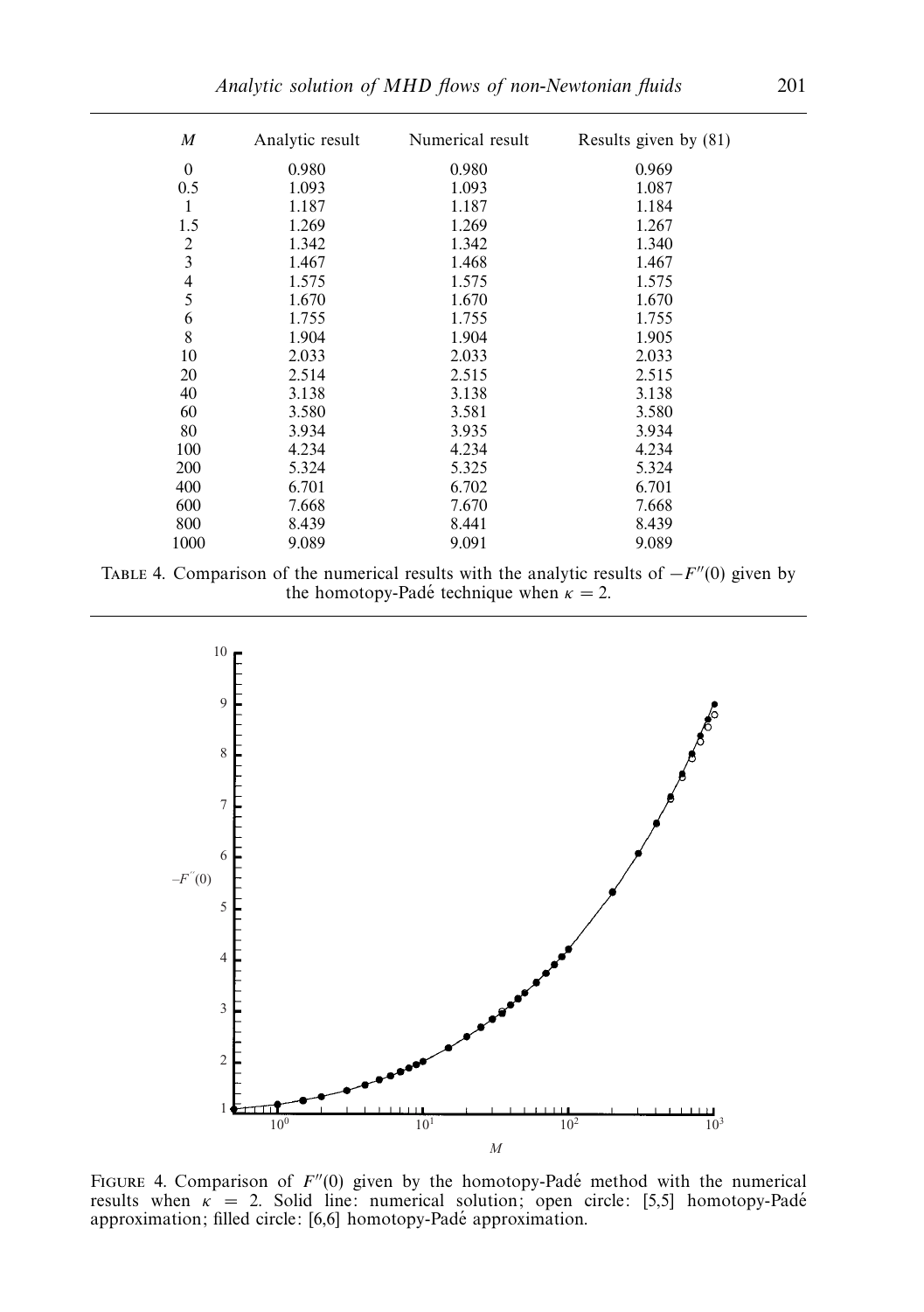| $M$ | Analytic result | Numerical result | Results given by (81) |
|---|---|---|---|
| 0 | 0.980 | 0.980 | 0.969 |
| 0.5 | 1.093 | 1.093 | 1.087 |
| 1 | 1.187 | 1.187 | 1.184 |
| 1.5 | 1.269 | 1.269 | 1.267 |
| 2 | 1.342 | 1.342 | 1.340 |
| 3 | 1.467 | 1.468 | 1.467 |
| 4 | 1.575 | 1.575 | 1.575 |
| 5 | 1.670 | 1.670 | 1.670 |
| 6 | 1.755 | 1.755 | 1.755 |
| 8 | 1.904 | 1.904 | 1.905 |
| 10 | 2.033 | 2.033 | 2.033 |
| 20 | 2.514 | 2.515 | 2.515 |
| 40 | 3.138 | 3.138 | 3.138 |
| 60 | 3.580 | 3.581 | 3.580 |
| 80 | 3.934 | 3.935 | 3.934 |
| 100 | 4.234 | 4.234 | 4.234 |
| 200 | 5.324 | 5.325 | 5.324 |
| 400 | 6.701 | 6.702 | 6.701 |
| 600 | 7.668 | 7.670 | 7.668 |
| 800 | 8.439 | 8.441 | 8.439 |
| 1000 | 9.089 | 9.091 | 9.089 |

TABLE 4. Comparison of the numerical results with the analytic results of $-F''(0)$ given by the homotopy-Padé technique when $\kappa = 2$.

FIGURE 4. Comparison of $F''(0)$ given by the homotopy-Padé method with the numerical results when $\kappa = 2$. Solid line: numerical solution; open circle: [5,5] homotopy-Padé approximation; filled circle: [6,6] homotopy-Padé approximation.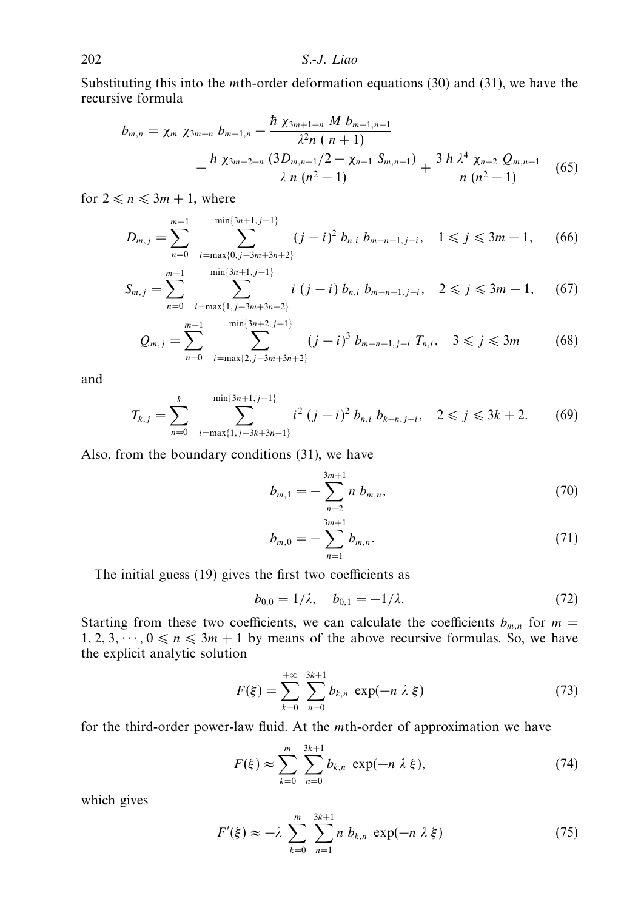Substituting this into the $m$th-order deformation equations (30) and (31), we have the recursive formula

$$b_{m,n} = \chi_m \ \chi_{3m-n} \ b_{m-1,n} - \frac{\hbar \ \chi_{3m+1-n} \ M \ b_{m-1,n-1}}{\lambda^2 n \ ( n+1)} - \frac{\hbar \ \chi_{3m+2-n} \ (3D_{m,n-1}/2 - \chi_{n-1} \ S_{m,n-1})}{\lambda \ n \ (n^2-1)} + \frac{3 \ \hbar \ \lambda^4 \ \chi_{n-2} \ Q_{m,n-1}}{n \ (n^2-1)} \quad (65)$$

for $2 \leqslant n \leqslant 3m+1$, where

$$D_{m,j} = \sum_{n=0}^{m-1} \sum_{i=\max\{0,j-3m+3n+2\}}^{\min\{3n+1,j-1\}} (j-i)^2 \ b_{n,i} \ b_{m-n-1,j-i}, \quad 1 \leqslant j \leqslant 3m-1, \quad (66)$$

$$S_{m,j} = \sum_{n=0}^{m-1} \sum_{i=\max\{1,j-3m+3n+2\}}^{\min\{3n+1,j-1\}} i \ (j-i) \ b_{n,i} \ b_{m-n-1,j-i}, \quad 2 \leqslant j \leqslant 3m-1, \quad (67)$$

$$Q_{m,j} = \sum_{n=0}^{m-1} \sum_{i=\max\{2,j-3m+3n+2\}}^{\min\{3n+2,j-1\}} (j-i)^3 \ b_{m-n-1,j-i} \ T_{n,i}, \quad 3 \leqslant j \leqslant 3m \quad (68)$$

and

$$T_{k,j} = \sum_{n=0}^{k} \sum_{i=\max\{1,j-3k+3n-1\}}^{\min\{3n+1,j-1\}} i^2 \ (j-i)^2 \ b_{n,i} \ b_{k-n,j-i}, \quad 2 \leqslant j \leqslant 3k+2. \quad (69)$$

Also, from the boundary conditions (31), we have

$$b_{m,1} = -\sum_{n=2}^{3m+1} n \ b_{m,n}, \quad (70)$$

$$b_{m,0} = -\sum_{n=1}^{3m+1} b_{m,n}. \quad (71)$$

The initial guess (19) gives the first two coefficients as

$$b_{0,0} = 1/\lambda, \quad b_{0,1} = -1/\lambda. \quad (72)$$

Starting from these two coefficients, we can calculate the coefficients $b_{m,n}$ for $m = 1, 2, 3, \cdots, 0 \leqslant n \leqslant 3m+1$ by means of the above recursive formulas. So, we have the explicit analytic solution

$$F(\xi) = \sum_{k=0}^{+\infty} \sum_{n=0}^{3k+1} b_{k,n} \ \exp(-n \ \lambda \ \xi) \quad (73)$$

for the third-order power-law fluid. At the $m$th-order of approximation we have

$$F(\xi) \approx \sum_{k=0}^{m} \sum_{n=0}^{3k+1} b_{k,n} \ \exp(-n \ \lambda \ \xi), \quad (74)$$

which gives

$$F'(\xi) \approx -\lambda \sum_{k=0}^{m} \sum_{n=1}^{3k+1} n \ b_{k,n} \ \exp(-n \ \lambda \ \xi) \quad (75)$$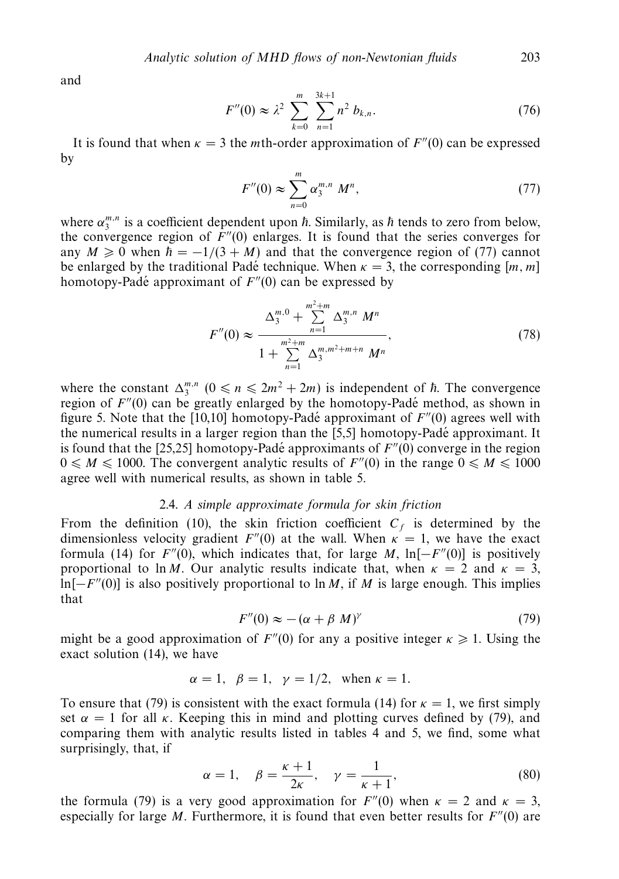and

$$F''(0) \approx \lambda^2 \sum_{k=0}^{m} \sum_{n=1}^{3k+1} n^2 \, b_{k,n}. \tag{76}$$

It is found that when $\kappa = 3$ the $m$th-order approximation of $F''(0)$ can be expressed by

$$F''(0) \approx \sum_{n=0}^{m} \alpha_3^{m,n} \, M^n, \tag{77}$$

where $\alpha_3^{m,n}$ is a coefficient dependent upon $\hbar$. Similarly, as $\hbar$ tends to zero from below, the convergence region of $F''(0)$ enlarges. It is found that the series converges for any $M \geqslant 0$ when $\hbar = -1/(3+M)$ and that the convergence region of (77) cannot be enlarged by the traditional Padé technique. When $\kappa = 3$, the corresponding $[m, m]$ homotopy-Padé approximant of $F''(0)$ can be expressed by

$$F''(0) \approx \frac{\Delta_3^{m,0} + \sum\limits_{n=1}^{m^2+m} \Delta_3^{m,n} \, M^n}{1 + \sum\limits_{n=1}^{m^2+m} \Delta_3^{m,m^2+m+n} \, M^n}, \tag{78}$$

where the constant $\Delta_3^{m,n}$ $(0 \leqslant n \leqslant 2m^2 + 2m)$ is independent of $\hbar$. The convergence region of $F''(0)$ can be greatly enlarged by the homotopy-Padé method, as shown in figure 5. Note that the [10,10] homotopy-Padé approximant of $F''(0)$ agrees well with the numerical results in a larger region than the [5,5] homotopy-Padé approximant. It is found that the [25,25] homotopy-Padé approximants of $F''(0)$ converge in the region $0 \leqslant M \leqslant 1000$. The convergent analytic results of $F''(0)$ in the range $0 \leqslant M \leqslant 1000$ agree well with numerical results, as shown in table 5.

### 2.4. *A simple approximate formula for skin friction*

From the definition (10), the skin friction coefficient $C_f$ is determined by the dimensionless velocity gradient $F''(0)$ at the wall. When $\kappa = 1$, we have the exact formula (14) for $F''(0)$, which indicates that, for large $M$, $\ln[-F''(0)]$ is positively proportional to $\ln M$. Our analytic results indicate that, when $\kappa = 2$ and $\kappa = 3$, $\ln[-F''(0)]$ is also positively proportional to $\ln M$, if $M$ is large enough. This implies that

$$F''(0) \approx -(\alpha + \beta \, M)^{\gamma} \tag{79}$$

might be a good approximation of $F''(0)$ for any a positive integer $\kappa \geqslant 1$. Using the exact solution (14), we have

$$\alpha = 1, \quad \beta = 1, \quad \gamma = 1/2, \quad \text{when } \kappa = 1.$$

To ensure that (79) is consistent with the exact formula (14) for $\kappa = 1$, we first simply set $\alpha = 1$ for all $\kappa$. Keeping this in mind and plotting curves defined by (79), and comparing them with analytic results listed in tables 4 and 5, we find, some what surprisingly, that, if

$$\alpha = 1, \quad \beta = \frac{\kappa + 1}{2\kappa}, \quad \gamma = \frac{1}{\kappa + 1}, \tag{80}$$

the formula (79) is a very good approximation for $F''(0)$ when $\kappa = 2$ and $\kappa = 3$, especially for large $M$. Furthermore, it is found that even better results for $F''(0)$ are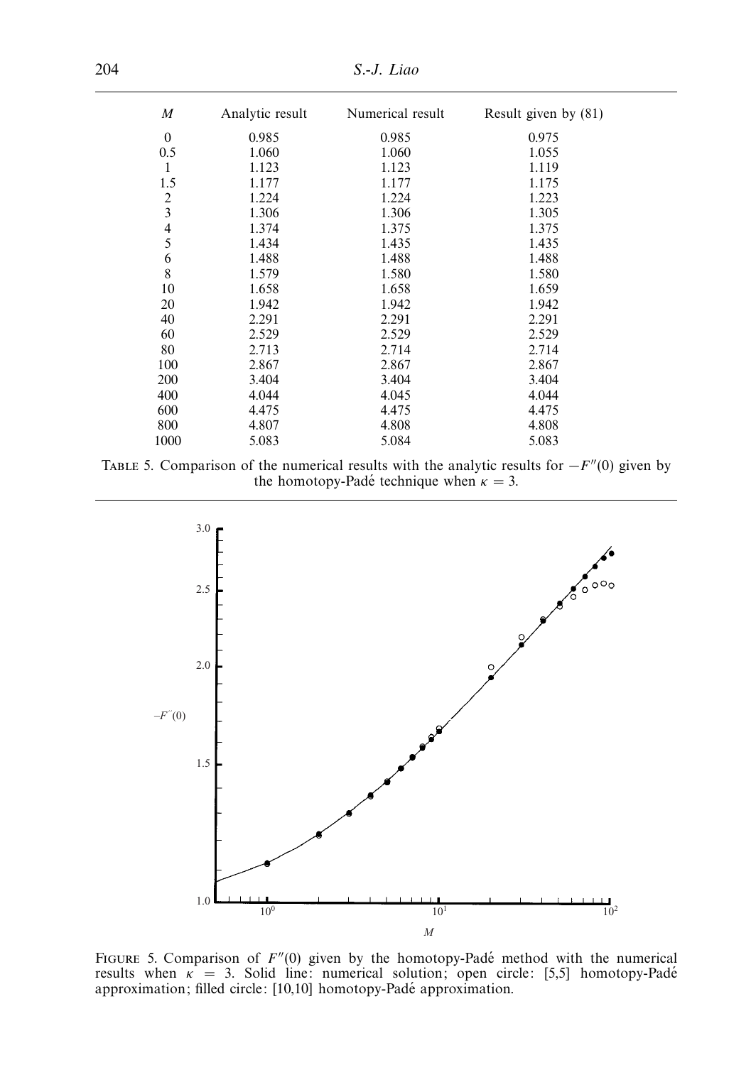| $M$ | Analytic result | Numerical result | Result given by (81) |
|---|---|---|---|
| 0 | 0.985 | 0.985 | 0.975 |
| 0.5 | 1.060 | 1.060 | 1.055 |
| 1 | 1.123 | 1.123 | 1.119 |
| 1.5 | 1.177 | 1.177 | 1.175 |
| 2 | 1.224 | 1.224 | 1.223 |
| 3 | 1.306 | 1.306 | 1.305 |
| 4 | 1.374 | 1.375 | 1.375 |
| 5 | 1.434 | 1.435 | 1.435 |
| 6 | 1.488 | 1.488 | 1.488 |
| 8 | 1.579 | 1.580 | 1.580 |
| 10 | 1.658 | 1.658 | 1.659 |
| 20 | 1.942 | 1.942 | 1.942 |
| 40 | 2.291 | 2.291 | 2.291 |
| 60 | 2.529 | 2.529 | 2.529 |
| 80 | 2.713 | 2.714 | 2.714 |
| 100 | 2.867 | 2.867 | 2.867 |
| 200 | 3.404 | 3.404 | 3.404 |
| 400 | 4.044 | 4.045 | 4.044 |
| 600 | 4.475 | 4.475 | 4.475 |
| 800 | 4.807 | 4.808 | 4.808 |
| 1000 | 5.083 | 5.084 | 5.083 |

TABLE 5. Comparison of the numerical results with the analytic results for $-F''(0)$ given by the homotopy-Padé technique when $\kappa = 3$.

FIGURE 5. Comparison of $F''(0)$ given by the homotopy-Padé method with the numerical results when $\kappa = 3$. Solid line: numerical solution; open circle: [5,5] homotopy-Padé approximation; filled circle: [10,10] homotopy-Padé approximation.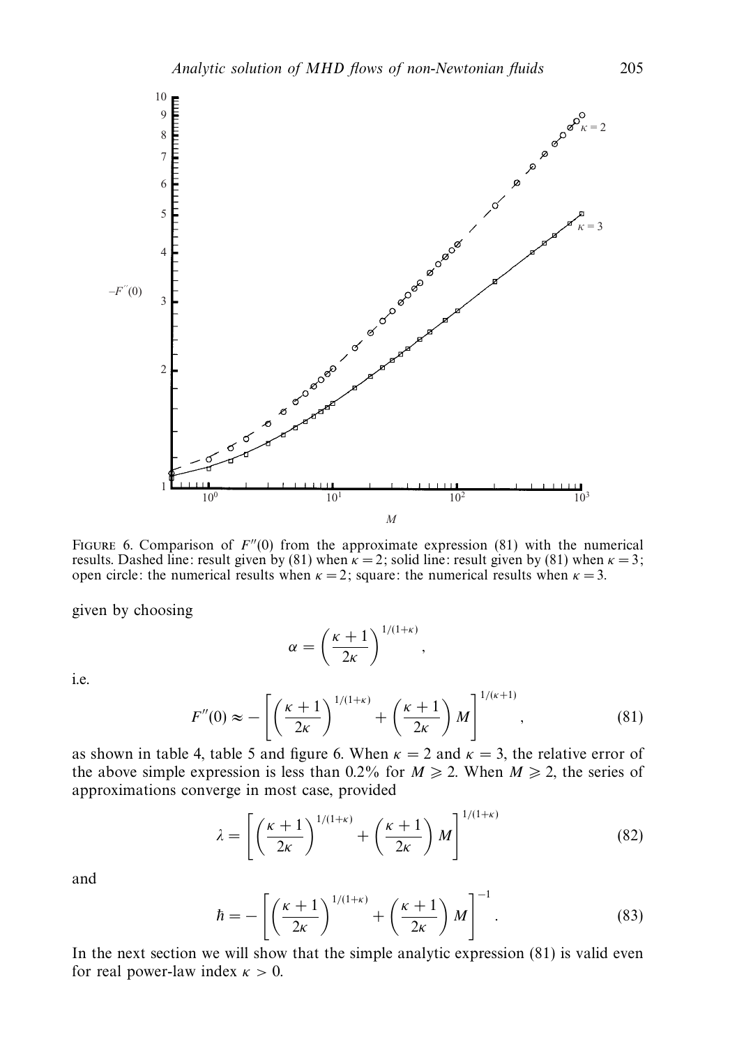FIGURE 6. Comparison of $F''(0)$ from the approximate expression (81) with the numerical results. Dashed line: result given by (81) when $\kappa = 2$; solid line: result given by (81) when $\kappa = 3$; open circle: the numerical results when $\kappa = 2$; square: the numerical results when $\kappa = 3$.

given by choosing

$$\alpha = \left(\frac{\kappa+1}{2\kappa}\right)^{1/(1+\kappa)},$$

i.e.

$$F''(0) \approx -\left[\left(\frac{\kappa+1}{2\kappa}\right)^{1/(1+\kappa)} + \left(\frac{\kappa+1}{2\kappa}\right)M\right]^{1/(\kappa+1)}, \tag{81}$$

as shown in table 4, table 5 and figure 6. When $\kappa = 2$ and $\kappa = 3$, the relative error of the above simple expression is less than 0.2% for $M \geqslant 2$. When $M \geqslant 2$, the series of approximations converge in most case, provided

$$\lambda = \left[\left(\frac{\kappa+1}{2\kappa}\right)^{1/(1+\kappa)} + \left(\frac{\kappa+1}{2\kappa}\right)M\right]^{1/(1+\kappa)} \tag{82}$$

and

$$\hbar = -\left[\left(\frac{\kappa+1}{2\kappa}\right)^{1/(1+\kappa)} + \left(\frac{\kappa+1}{2\kappa}\right)M\right]^{-1}. \tag{83}$$

In the next section we will show that the simple analytic expression (81) is valid even for real power-law index $\kappa > 0$.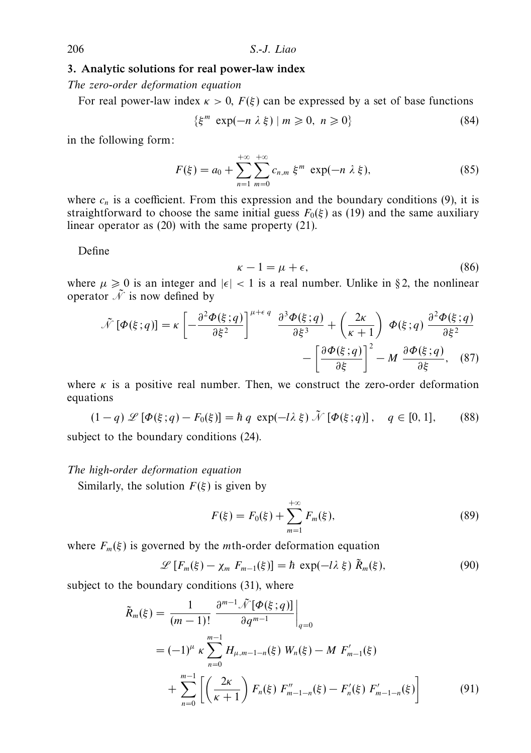## 3. Analytic solutions for real power-law index

*The zero-order deformation equation*

For real power-law index $\kappa > 0$, $F(\xi)$ can be expressed by a set of base functions

$$\{\xi^m \ \exp(-n\ \lambda\ \xi) \mid m \geqslant 0,\ n \geqslant 0\} \tag{84}$$

in the following form:

$$F(\xi) = a_0 + \sum_{n=1}^{+\infty} \sum_{m=0}^{+\infty} c_{n,m}\ \xi^m \ \exp(-n\ \lambda\ \xi), \tag{85}$$

where $c_n$ is a coefficient. From this expression and the boundary conditions (9), it is straightforward to choose the same initial guess $F_0(\xi)$ as (19) and the same auxiliary linear operator as (20) with the same property (21).

Define

$$\kappa - 1 = \mu + \epsilon, \tag{86}$$

where $\mu \geqslant 0$ is an integer and $|\epsilon| < 1$ is a real number. Unlike in §2, the nonlinear operator $\tilde{\mathscr{N}}$ is now defined by

$$\tilde{\mathscr{N}}\left[\Phi(\xi;q)\right] = \kappa \left[ -\frac{\partial^2 \Phi(\xi;q)}{\partial \xi^2} \right]^{\mu+\epsilon\ q} \ \frac{\partial^3 \Phi(\xi;q)}{\partial \xi^3} + \left( \frac{2\kappa}{\kappa+1} \right) \ \Phi(\xi;q)\ \frac{\partial^2 \Phi(\xi;q)}{\partial \xi^2} - \left[ \frac{\partial \Phi(\xi;q)}{\partial \xi} \right]^2 - M\ \frac{\partial \Phi(\xi;q)}{\partial \xi}, \tag{87}$$

where $\kappa$ is a positive real number. Then, we construct the zero-order deformation equations

$$(1-q)\ \mathscr{L}\left[\Phi(\xi;q) - F_0(\xi)\right] = \hbar\ q\ \exp(-l\lambda\ \xi)\ \tilde{\mathscr{N}}\left[\Phi(\xi;q)\right], \quad q \in [0,1], \tag{88}$$

subject to the boundary conditions (24).

*The high-order deformation equation*

Similarly, the solution $F(\xi)$ is given by

$$F(\xi) = F_0(\xi) + \sum_{m=1}^{+\infty} F_m(\xi), \tag{89}$$

where $F_m(\xi)$ is governed by the $m$th-order deformation equation

$$\mathscr{L}\left[F_m(\xi) - \chi_m\ F_{m-1}(\xi)\right] = \hbar\ \exp(-l\lambda\ \xi)\ \tilde{R}_m(\xi), \tag{90}$$

subject to the boundary conditions (31), where

$$\begin{aligned}
\tilde{R}_m(\xi) &= \frac{1}{(m-1)!}\ \frac{\partial^{m-1} \tilde{\mathscr{N}}[\Phi(\xi;q)]}{\partial q^{m-1}}\bigg|_{q=0} \\
&= (-1)^{\mu}\ \kappa \sum_{n=0}^{m-1} H_{\mu,m-1-n}(\xi)\ W_n(\xi) - M\ F'_{m-1}(\xi) \\
&\quad + \sum_{n=0}^{m-1} \left[ \left( \frac{2\kappa}{\kappa+1} \right) F_n(\xi)\ F''_{m-1-n}(\xi) - F'_n(\xi)\ F'_{m-1-n}(\xi) \right]
\end{aligned} \tag{91}$$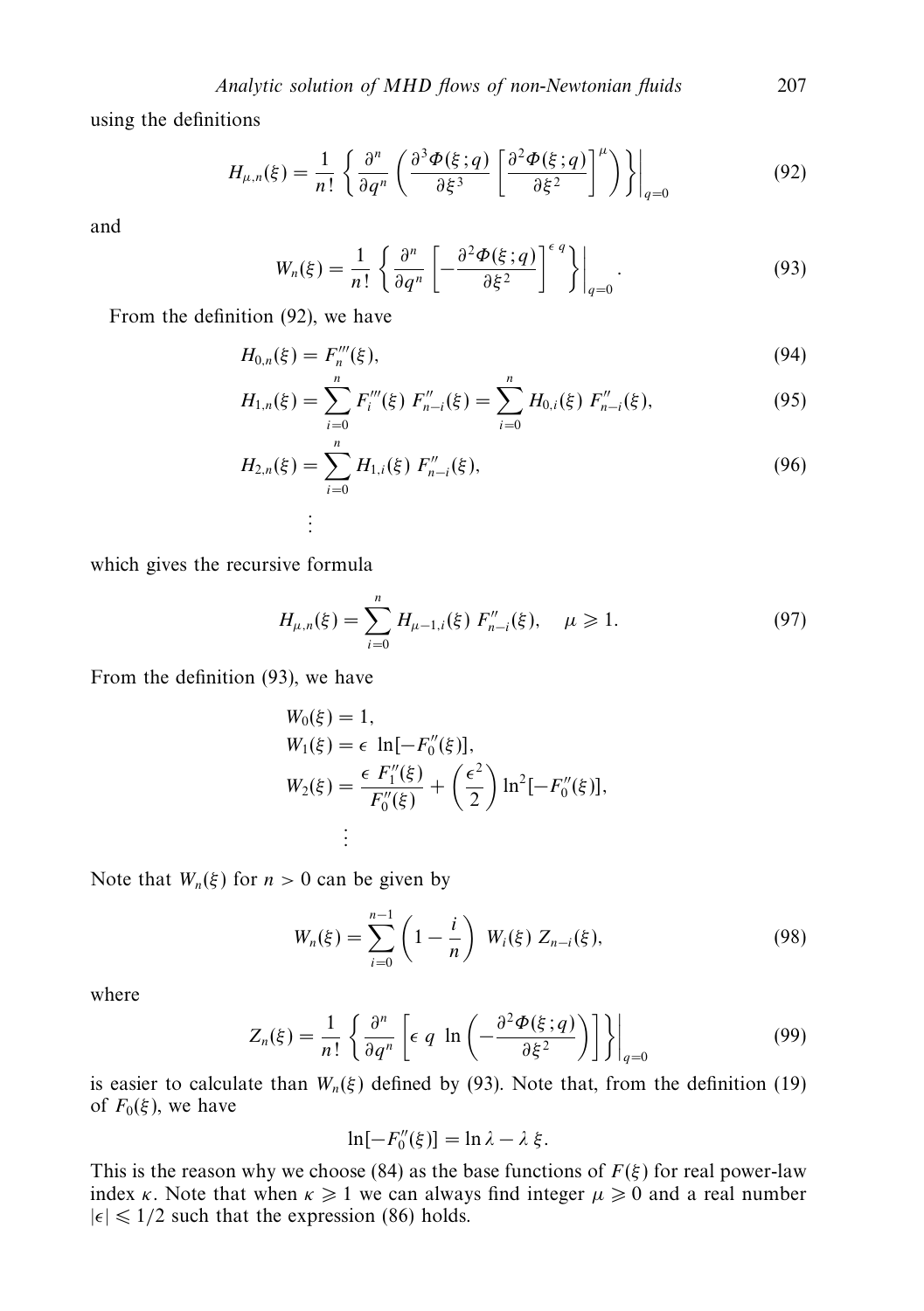using the definitions

$$H_{\mu,n}(\xi) = \frac{1}{n!} \left\{ \frac{\partial^n}{\partial q^n} \left( \frac{\partial^3 \Phi(\xi;q)}{\partial \xi^3} \left[ \frac{\partial^2 \Phi(\xi;q)}{\partial \xi^2} \right]^{\mu} \right) \right\} \Bigg|_{q=0} \tag{92}$$

and

$$W_n(\xi) = \frac{1}{n!} \left\{ \frac{\partial^n}{\partial q^n} \left[ -\frac{\partial^2 \Phi(\xi;q)}{\partial \xi^2} \right]^{\epsilon\, q} \right\} \Bigg|_{q=0}. \tag{93}$$

From the definition (92), we have

$$H_{0,n}(\xi) = F_n'''(\xi), \tag{94}$$

$$H_{1,n}(\xi) = \sum_{i=0}^{n} F_i'''(\xi)\, F_{n-i}''(\xi) = \sum_{i=0}^{n} H_{0,i}(\xi)\, F_{n-i}''(\xi), \tag{95}$$

$$H_{2,n}(\xi) = \sum_{i=0}^{n} H_{1,i}(\xi)\, F_{n-i}''(\xi), \tag{96}$$

$$\vdots$$

which gives the recursive formula

$$H_{\mu,n}(\xi) = \sum_{i=0}^{n} H_{\mu-1,i}(\xi)\, F_{n-i}''(\xi), \quad \mu \geqslant 1. \tag{97}$$

From the definition (93), we have

$$W_0(\xi) = 1,$$
$$W_1(\xi) = \epsilon\, \ln[-F_0''(\xi)],$$
$$W_2(\xi) = \frac{\epsilon\, F_1''(\xi)}{F_0''(\xi)} + \left(\frac{\epsilon^2}{2}\right) \ln^2[-F_0''(\xi)],$$
$$\vdots$$

Note that $W_n(\xi)$ for $n > 0$ can be given by

$$W_n(\xi) = \sum_{i=0}^{n-1} \left(1 - \frac{i}{n}\right)\, W_i(\xi)\, Z_{n-i}(\xi), \tag{98}$$

where

$$Z_n(\xi) = \frac{1}{n!} \left\{ \frac{\partial^n}{\partial q^n} \left[ \epsilon\, q\, \ln\left( -\frac{\partial^2 \Phi(\xi;q)}{\partial \xi^2} \right) \right] \right\} \Bigg|_{q=0} \tag{99}$$

is easier to calculate than $W_n(\xi)$ defined by (93). Note that, from the definition (19) of $F_0(\xi)$, we have

$$\ln[-F_0''(\xi)] = \ln \lambda - \lambda\, \xi.$$

This is the reason why we choose (84) as the base functions of $F(\xi)$ for real power-law index $\kappa$. Note that when $\kappa \geqslant 1$ we can always find integer $\mu \geqslant 0$ and a real number $|\epsilon| \leqslant 1/2$ such that the expression (86) holds.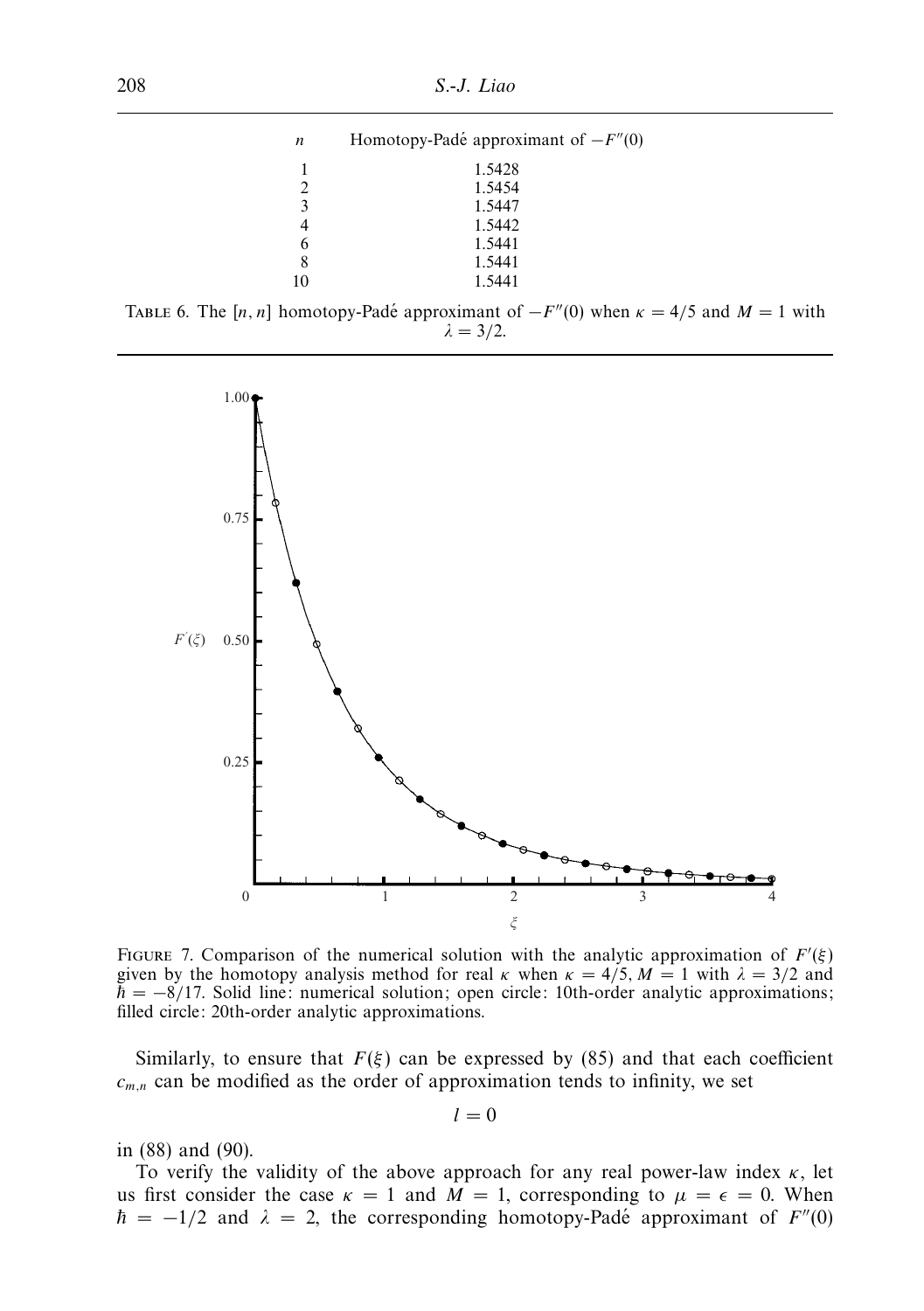| $n$ | Homotopy-Padé approximant of $-F''(0)$ |
|---|---|
| 1 | 1.5428 |
| 2 | 1.5454 |
| 3 | 1.5447 |
| 4 | 1.5442 |
| 6 | 1.5441 |
| 8 | 1.5441 |
| 10 | 1.5441 |

TABLE 6. The $[n, n]$ homotopy-Padé approximant of $-F''(0)$ when $\kappa = 4/5$ and $M = 1$ with $\lambda = 3/2$.

FIGURE 7. Comparison of the numerical solution with the analytic approximation of $F'(\xi)$ given by the homotopy analysis method for real $\kappa$ when $\kappa = 4/5$, $M = 1$ with $\lambda = 3/2$ and $\hbar = -8/17$. Solid line: numerical solution; open circle: 10th-order analytic approximations; filled circle: 20th-order analytic approximations.

Similarly, to ensure that $F(\xi)$ can be expressed by (85) and that each coefficient $c_{m,n}$ can be modified as the order of approximation tends to infinity, we set

$$l = 0$$

in (88) and (90).

To verify the validity of the above approach for any real power-law index $\kappa$, let us first consider the case $\kappa = 1$ and $M = 1$, corresponding to $\mu = \epsilon = 0$. When $\hbar = -1/2$ and $\lambda = 2$, the corresponding homotopy-Padé approximant of $F''(0)$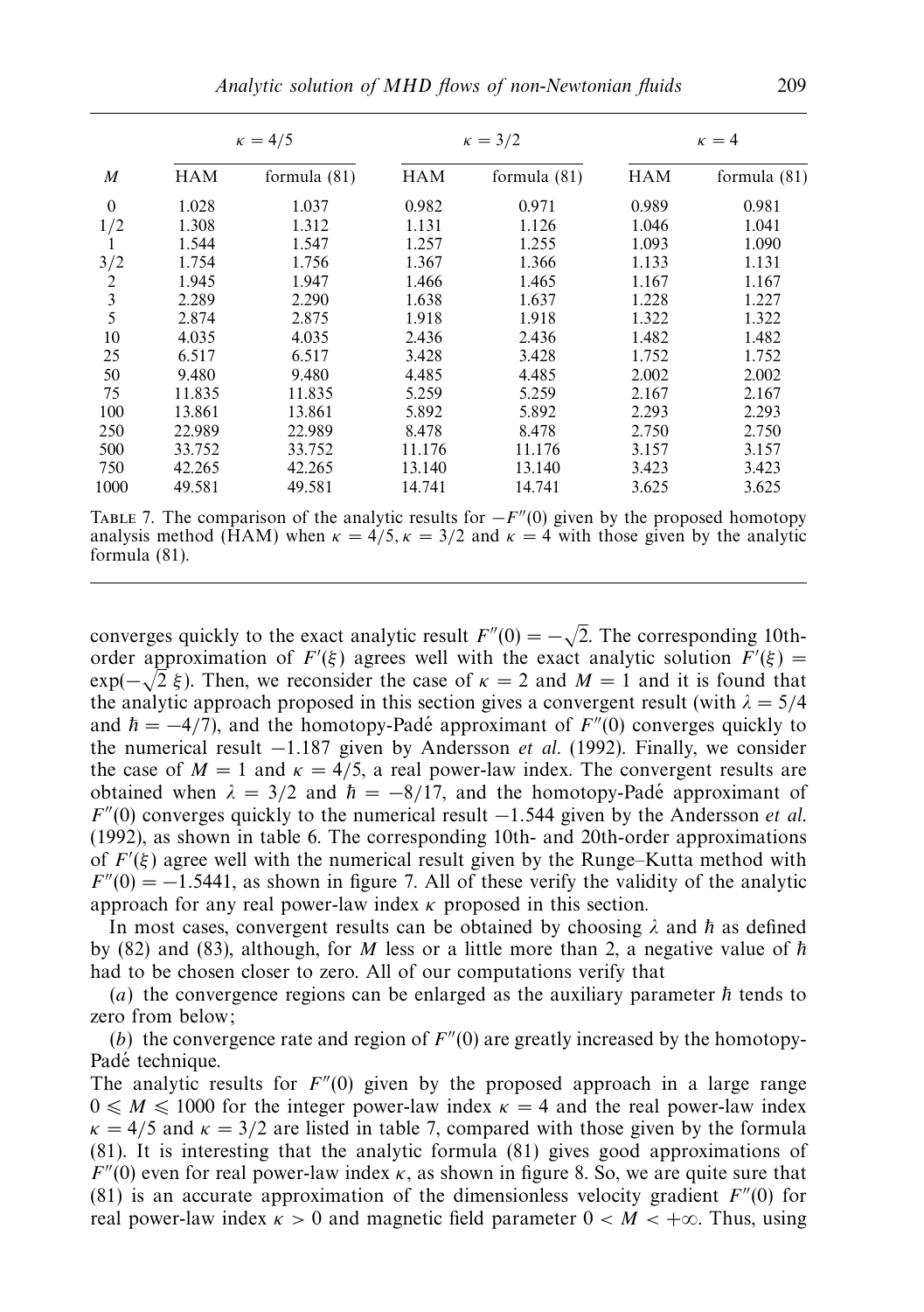| $M$ | $\kappa = 4/5$ | | $\kappa = 3/2$ | | $\kappa = 4$ | |
|---|---|---|---|---|---|---|
| | HAM | formula (81) | HAM | formula (81) | HAM | formula (81) |
| 0 | 1.028 | 1.037 | 0.982 | 0.971 | 0.989 | 0.981 |
| 1/2 | 1.308 | 1.312 | 1.131 | 1.126 | 1.046 | 1.041 |
| 1 | 1.544 | 1.547 | 1.257 | 1.255 | 1.093 | 1.090 |
| 3/2 | 1.754 | 1.756 | 1.367 | 1.366 | 1.133 | 1.131 |
| 2 | 1.945 | 1.947 | 1.466 | 1.465 | 1.167 | 1.167 |
| 3 | 2.289 | 2.290 | 1.638 | 1.637 | 1.228 | 1.227 |
| 5 | 2.874 | 2.875 | 1.918 | 1.918 | 1.322 | 1.322 |
| 10 | 4.035 | 4.035 | 2.436 | 2.436 | 1.482 | 1.482 |
| 25 | 6.517 | 6.517 | 3.428 | 3.428 | 1.752 | 1.752 |
| 50 | 9.480 | 9.480 | 4.485 | 4.485 | 2.002 | 2.002 |
| 75 | 11.835 | 11.835 | 5.259 | 5.259 | 2.167 | 2.167 |
| 100 | 13.861 | 13.861 | 5.892 | 5.892 | 2.293 | 2.293 |
| 250 | 22.989 | 22.989 | 8.478 | 8.478 | 2.750 | 2.750 |
| 500 | 33.752 | 33.752 | 11.176 | 11.176 | 3.157 | 3.157 |
| 750 | 42.265 | 42.265 | 13.140 | 13.140 | 3.423 | 3.423 |
| 1000 | 49.581 | 49.581 | 14.741 | 14.741 | 3.625 | 3.625 |

TABLE 7. The comparison of the analytic results for $-F''(0)$ given by the proposed homotopy analysis method (HAM) when $\kappa = 4/5, \kappa = 3/2$ and $\kappa = 4$ with those given by the analytic formula (81).

converges quickly to the exact analytic result $F''(0) = -\sqrt{2}$. The corresponding 10th-order approximation of $F'(\xi)$ agrees well with the exact analytic solution $F'(\xi) = \exp(-\sqrt{2}\,\xi)$. Then, we reconsider the case of $\kappa = 2$ and $M = 1$ and it is found that the analytic approach proposed in this section gives a convergent result (with $\lambda = 5/4$ and $\hbar = -4/7$), and the homotopy-Padé approximant of $F''(0)$ converges quickly to the numerical result $-1.187$ given by Andersson *et al.* (1992). Finally, we consider the case of $M = 1$ and $\kappa = 4/5$, a real power-law index. The convergent results are obtained when $\lambda = 3/2$ and $\hbar = -8/17$, and the homotopy-Padé approximant of $F''(0)$ converges quickly to the numerical result $-1.544$ given by the Andersson *et al.* (1992), as shown in table 6. The corresponding 10th- and 20th-order approximations of $F'(\xi)$ agree well with the numerical result given by the Runge–Kutta method with $F''(0) = -1.5441$, as shown in figure 7. All of these verify the validity of the analytic approach for any real power-law index $\kappa$ proposed in this section.

In most cases, convergent results can be obtained by choosing $\lambda$ and $\hbar$ as defined by (82) and (83), although, for $M$ less or a little more than 2, a negative value of $\hbar$ had to be chosen closer to zero. All of our computations verify that

(*a*) the convergence regions can be enlarged as the auxiliary parameter $\hbar$ tends to zero from below;

(*b*) the convergence rate and region of $F''(0)$ are greatly increased by the homotopy-Padé technique.

The analytic results for $F''(0)$ given by the proposed approach in a large range $0 \leqslant M \leqslant 1000$ for the integer power-law index $\kappa = 4$ and the real power-law index $\kappa = 4/5$ and $\kappa = 3/2$ are listed in table 7, compared with those given by the formula (81). It is interesting that the analytic formula (81) gives good approximations of $F''(0)$ even for real power-law index $\kappa$, as shown in figure 8. So, we are quite sure that (81) is an accurate approximation of the dimensionless velocity gradient $F''(0)$ for real power-law index $\kappa > 0$ and magnetic field parameter $0 < M < +\infty$. Thus, using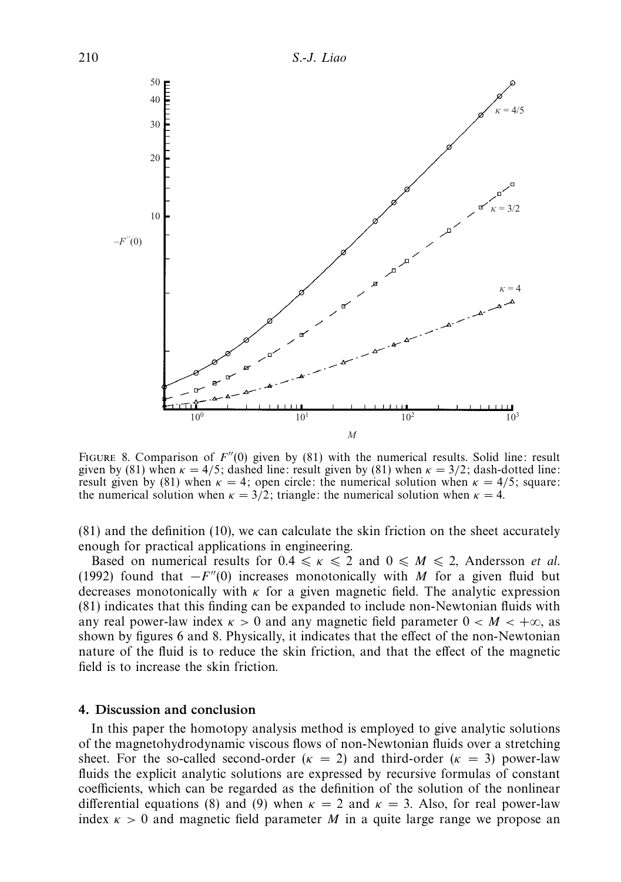FIGURE 8. Comparison of $F''(0)$ given by (81) with the numerical results. Solid line: result given by (81) when $\kappa = 4/5$; dashed line: result given by (81) when $\kappa = 3/2$; dash-dotted line: result given by (81) when $\kappa = 4$; open circle: the numerical solution when $\kappa = 4/5$; square: the numerical solution when $\kappa = 3/2$; triangle: the numerical solution when $\kappa = 4$.

(81) and the definition (10), we can calculate the skin friction on the sheet accurately enough for practical applications in engineering.

Based on numerical results for $0.4 \leqslant \kappa \leqslant 2$ and $0 \leqslant M \leqslant 2$, Andersson *et al.* (1992) found that $-F''(0)$ increases monotonically with $M$ for a given fluid but decreases monotonically with $\kappa$ for a given magnetic field. The analytic expression (81) indicates that this finding can be expanded to include non-Newtonian fluids with any real power-law index $\kappa > 0$ and any magnetic field parameter $0 < M < +\infty$, as shown by figures 6 and 8. Physically, it indicates that the effect of the non-Newtonian nature of the fluid is to reduce the skin friction, and that the effect of the magnetic field is to increase the skin friction.

## 4. Discussion and conclusion

In this paper the homotopy analysis method is employed to give analytic solutions of the magnetohydrodynamic viscous flows of non-Newtonian fluids over a stretching sheet. For the so-called second-order ($\kappa = 2$) and third-order ($\kappa = 3$) power-law fluids the explicit analytic solutions are expressed by recursive formulas of constant coefficients, which can be regarded as the definition of the solution of the nonlinear differential equations (8) and (9) when $\kappa = 2$ and $\kappa = 3$. Also, for real power-law index $\kappa > 0$ and magnetic field parameter $M$ in a quite large range we propose an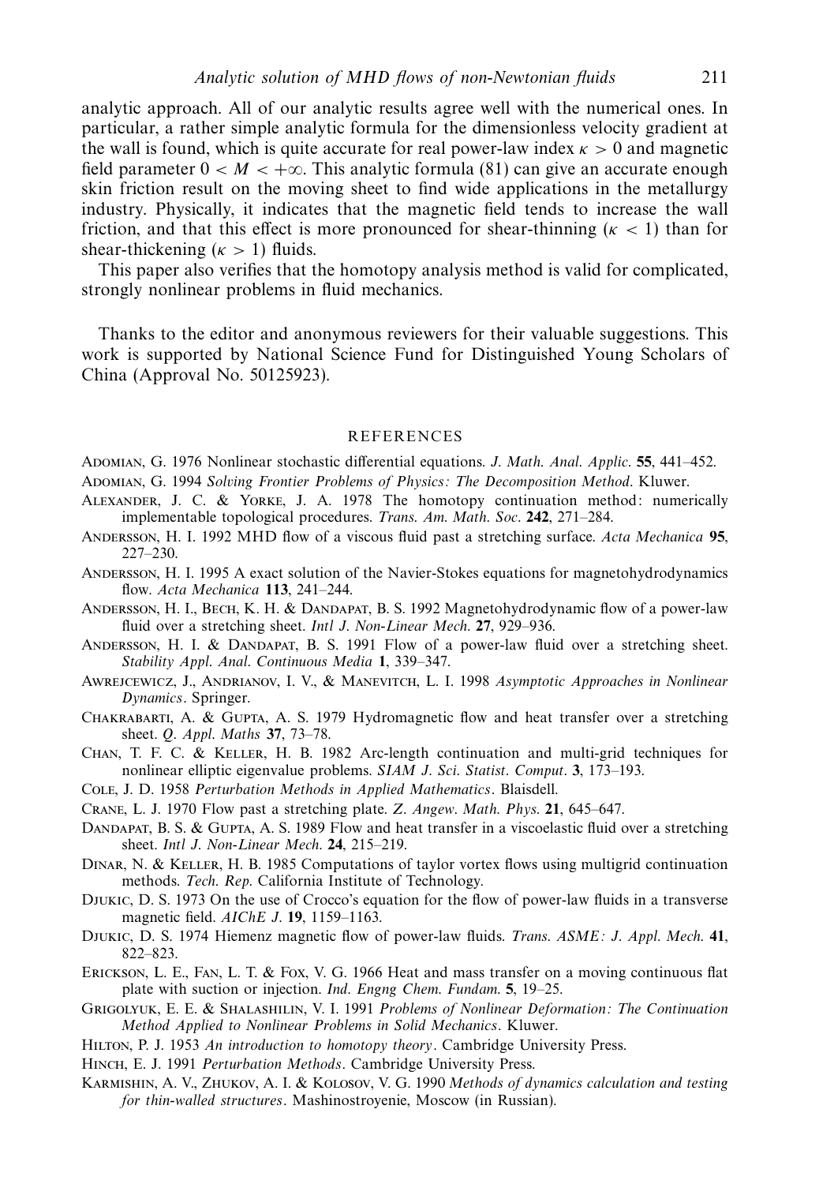analytic approach. All of our analytic results agree well with the numerical ones. In particular, a rather simple analytic formula for the dimensionless velocity gradient at the wall is found, which is quite accurate for real power-law index $\kappa > 0$ and magnetic field parameter $0 < M < +\infty$. This analytic formula (81) can give an accurate enough skin friction result on the moving sheet to find wide applications in the metallurgy industry. Physically, it indicates that the magnetic field tends to increase the wall friction, and that this effect is more pronounced for shear-thinning ($\kappa < 1$) than for shear-thickening ($\kappa > 1$) fluids.

This paper also verifies that the homotopy analysis method is valid for complicated, strongly nonlinear problems in fluid mechanics.

Thanks to the editor and anonymous reviewers for their valuable suggestions. This work is supported by National Science Fund for Distinguished Young Scholars of China (Approval No. 50125923).

## REFERENCES

Adomian, G. 1976 Nonlinear stochastic differential equations. *J. Math. Anal. Applic.* **55**, 441–452.

Adomian, G. 1994 *Solving Frontier Problems of Physics: The Decomposition Method*. Kluwer.

Alexander, J. C. & Yorke, J. A. 1978 The homotopy continuation method: numerically implementable topological procedures. *Trans. Am. Math. Soc.* **242**, 271–284.

Andersson, H. I. 1992 MHD flow of a viscous fluid past a stretching surface. *Acta Mechanica* **95**, 227–230.

Andersson, H. I. 1995 A exact solution of the Navier-Stokes equations for magnetohydrodynamics flow. *Acta Mechanica* **113**, 241–244.

Andersson, H. I., Bech, K. H. & Dandapat, B. S. 1992 Magnetohydrodynamic flow of a power-law fluid over a stretching sheet. *Intl J. Non-Linear Mech.* **27**, 929–936.

Andersson, H. I. & Dandapat, B. S. 1991 Flow of a power-law fluid over a stretching sheet. *Stability Appl. Anal. Continuous Media* **1**, 339–347.

Awrejcewicz, J., Andrianov, I. V., & Manevitch, L. I. 1998 *Asymptotic Approaches in Nonlinear Dynamics*. Springer.

Chakrabarti, A. & Gupta, A. S. 1979 Hydromagnetic flow and heat transfer over a stretching sheet. *Q. Appl. Maths* **37**, 73–78.

Chan, T. F. C. & Keller, H. B. 1982 Arc-length continuation and multi-grid techniques for nonlinear elliptic eigenvalue problems. *SIAM J. Sci. Statist. Comput.* **3**, 173–193.

Cole, J. D. 1958 *Perturbation Methods in Applied Mathematics*. Blaisdell.

Crane, L. J. 1970 Flow past a stretching plate. *Z. Angew. Math. Phys.* **21**, 645–647.

Dandapat, B. S. & Gupta, A. S. 1989 Flow and heat transfer in a viscoelastic fluid over a stretching sheet. *Intl J. Non-Linear Mech.* **24**, 215–219.

Dinar, N. & Keller, H. B. 1985 Computations of taylor vortex flows using multigrid continuation methods. *Tech. Rep.* California Institute of Technology.

Djukic, D. S. 1973 On the use of Crocco's equation for the flow of power-law fluids in a transverse magnetic field. *AIChE J.* **19**, 1159–1163.

Djukic, D. S. 1974 Hiemenz magnetic flow of power-law fluids. *Trans. ASME: J. Appl. Mech.* **41**, 822–823.

Erickson, L. E., Fan, L. T. & Fox, V. G. 1966 Heat and mass transfer on a moving continuous flat plate with suction or injection. *Ind. Engng Chem. Fundam.* **5**, 19–25.

Grigolyuk, E. E. & Shalashilin, V. I. 1991 *Problems of Nonlinear Deformation: The Continuation Method Applied to Nonlinear Problems in Solid Mechanics*. Kluwer.

Hilton, P. J. 1953 *An introduction to homotopy theory*. Cambridge University Press.

Hinch, E. J. 1991 *Perturbation Methods*. Cambridge University Press.

Karmishin, A. V., Zhukov, A. I. & Kolosov, V. G. 1990 *Methods of dynamics calculation and testing for thin-walled structures*. Mashinostroyenie, Moscow (in Russian).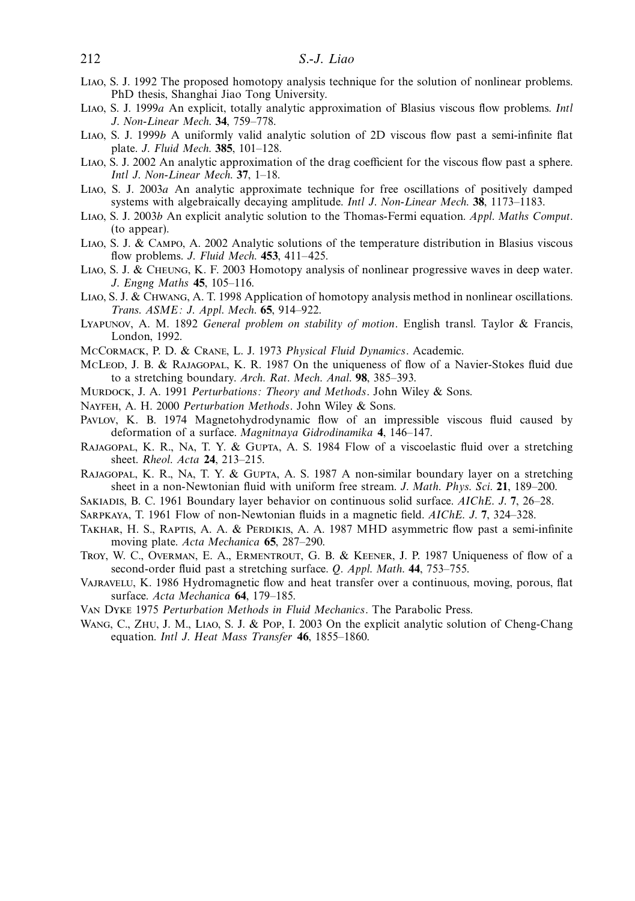Liao, S. J. 1992 The proposed homotopy analysis technique for the solution of nonlinear problems. PhD thesis, Shanghai Jiao Tong University.

Liao, S. J. 1999*a* An explicit, totally analytic approximation of Blasius viscous flow problems. *Intl J. Non-Linear Mech.* **34**, 759–778.

Liao, S. J. 1999*b* A uniformly valid analytic solution of 2D viscous flow past a semi-infinite flat plate. *J. Fluid Mech.* **385**, 101–128.

Liao, S. J. 2002 An analytic approximation of the drag coefficient for the viscous flow past a sphere. *Intl J. Non-Linear Mech.* **37**, 1–18.

Liao, S. J. 2003*a* An analytic approximate technique for free oscillations of positively damped systems with algebraically decaying amplitude. *Intl J. Non-Linear Mech.* **38**, 1173–1183.

Liao, S. J. 2003*b* An explicit analytic solution to the Thomas-Fermi equation. *Appl. Maths Comput.* (to appear).

Liao, S. J. & Campo, A. 2002 Analytic solutions of the temperature distribution in Blasius viscous flow problems. *J. Fluid Mech.* **453**, 411–425.

Liao, S. J. & Cheung, K. F. 2003 Homotopy analysis of nonlinear progressive waves in deep water. *J. Engng Maths* **45**, 105–116.

Liao, S. J. & Chwang, A. T. 1998 Application of homotopy analysis method in nonlinear oscillations. *Trans. ASME: J. Appl. Mech.* **65**, 914–922.

Lyapunov, A. M. 1892 *General problem on stability of motion*. English transl. Taylor & Francis, London, 1992.

McCormack, P. D. & Crane, L. J. 1973 *Physical Fluid Dynamics*. Academic.

McLeod, J. B. & Rajagopal, K. R. 1987 On the uniqueness of flow of a Navier-Stokes fluid due to a stretching boundary. *Arch. Rat. Mech. Anal.* **98**, 385–393.

Murdock, J. A. 1991 *Perturbations: Theory and Methods*. John Wiley & Sons.

Nayfeh, A. H. 2000 *Perturbation Methods*. John Wiley & Sons.

Pavlov, K. B. 1974 Magnetohydrodynamic flow of an impressible viscous fluid caused by deformation of a surface. *Magnitnaya Gidrodinamika* **4**, 146–147.

Rajagopal, K. R., Na, T. Y. & Gupta, A. S. 1984 Flow of a viscoelastic fluid over a stretching sheet. *Rheol. Acta* **24**, 213–215.

Rajagopal, K. R., Na, T. Y. & Gupta, A. S. 1987 A non-similar boundary layer on a stretching sheet in a non-Newtonian fluid with uniform free stream. *J. Math. Phys. Sci.* **21**, 189–200.

Sakiadis, B. C. 1961 Boundary layer behavior on continuous solid surface. *AIChE. J.* **7**, 26–28.

Sarpkaya, T. 1961 Flow of non-Newtonian fluids in a magnetic field. *AIChE. J.* **7**, 324–328.

Takhar, H. S., Raptis, A. A. & Perdikis, A. A. 1987 MHD asymmetric flow past a semi-infinite moving plate. *Acta Mechanica* **65**, 287–290.

Troy, W. C., Overman, E. A., Ermentrout, G. B. & Keener, J. P. 1987 Uniqueness of flow of a second-order fluid past a stretching surface. *Q. Appl. Math.* **44**, 753–755.

Vajravelu, K. 1986 Hydromagnetic flow and heat transfer over a continuous, moving, porous, flat surface. *Acta Mechanica* **64**, 179–185.

Van Dyke 1975 *Perturbation Methods in Fluid Mechanics*. The Parabolic Press.

Wang, C., Zhu, J. M., Liao, S. J. & Pop, I. 2003 On the explicit analytic solution of Cheng-Chang equation. *Intl J. Heat Mass Transfer* **46**, 1855–1860.